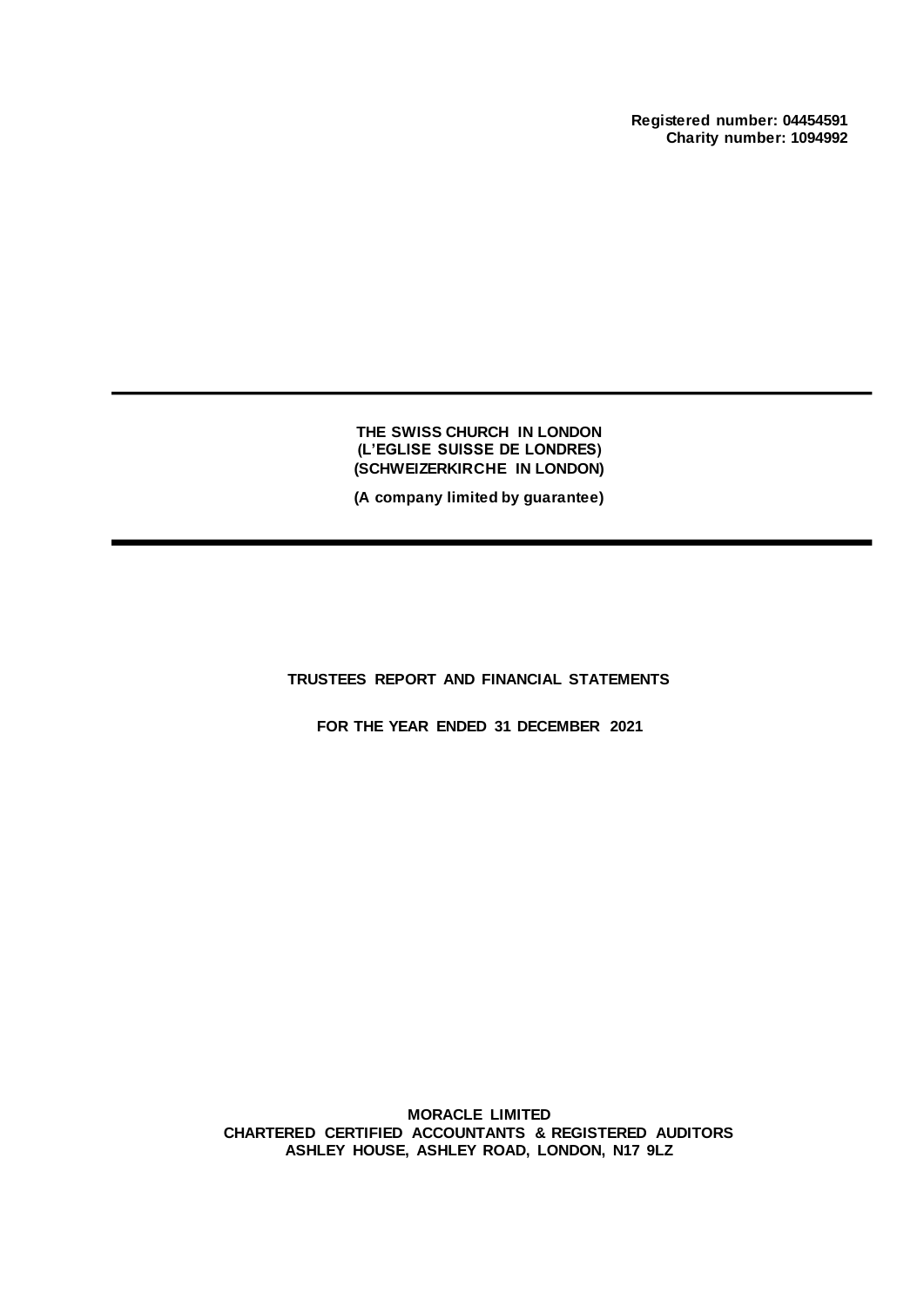**Registered number: 04454591**
**Charity number: 1094992**

# THE SWISS CHURCH IN LONDON
# (L'EGLISE SUISSE DE LONDRES)
# (SCHWEIZERKIRCHE IN LONDON)

**(A company limited by guarantee)**

## TRUSTEES REPORT AND FINANCIAL STATEMENTS

**FOR THE YEAR ENDED 31 DECEMBER 2021**

**MORACLE LIMITED**
**CHARTERED CERTIFIED ACCOUNTANTS & REGISTERED AUDITORS**
**ASHLEY HOUSE, ASHLEY ROAD, LONDON, N17 9LZ**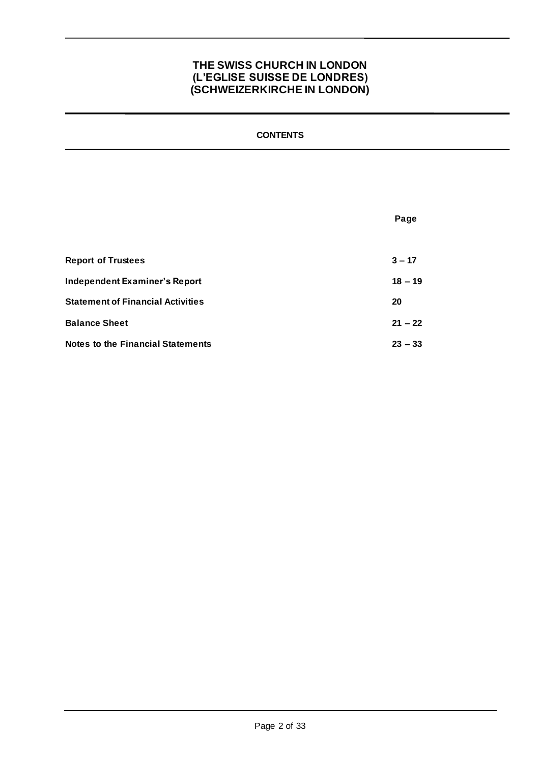# THE SWISS CHURCH IN LONDON
# (L'EGLISE SUISSE DE LONDRES)
# (SCHWEIZERKIRCHE IN LONDON)

## CONTENTS

| | Page |
|---|---|
| **Report of Trustees** | **3 – 17** |
| **Independent Examiner's Report** | **18 – 19** |
| **Statement of Financial Activities** | **20** |
| **Balance Sheet** | **21 – 22** |
| **Notes to the Financial Statements** | **23 – 33** |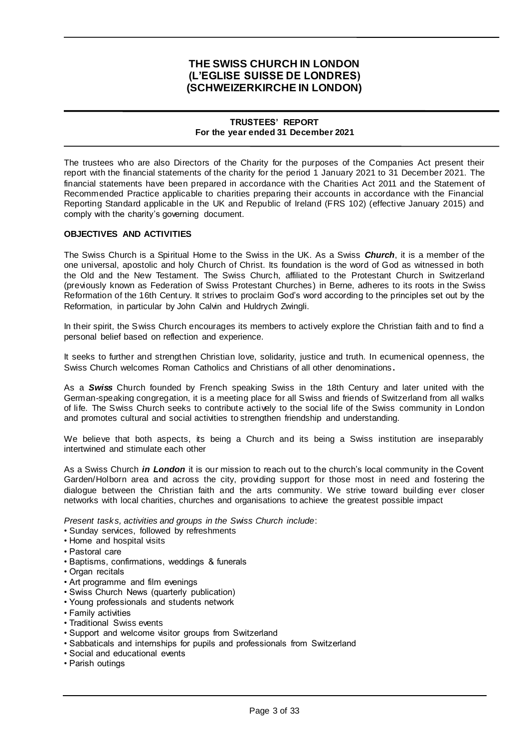# THE SWISS CHURCH IN LONDON
# (L'EGLISE SUISSE DE LONDRES)
# (SCHWEIZERKIRCHE IN LONDON)

## TRUSTEES' REPORT
**For the year ended 31 December 2021**

The trustees who are also Directors of the Charity for the purposes of the Companies Act present their report with the financial statements of the charity for the period 1 January 2021 to 31 December 2021. The financial statements have been prepared in accordance with the Charities Act 2011 and the Statement of Recommended Practice applicable to charities preparing their accounts in accordance with the Financial Reporting Standard applicable in the UK and Republic of Ireland (FRS 102) (effective January 2015) and comply with the charity's governing document.

### OBJECTIVES AND ACTIVITIES

The Swiss Church is a Spiritual Home to the Swiss in the UK. As a Swiss ***Church***, it is a member of the one universal, apostolic and holy Church of Christ. Its foundation is the word of God as witnessed in both the Old and the New Testament. The Swiss Church, affiliated to the Protestant Church in Switzerland (previously known as Federation of Swiss Protestant Churches) in Berne, adheres to its roots in the Swiss Reformation of the 16th Century. It strives to proclaim God's word according to the principles set out by the Reformation, in particular by John Calvin and Huldrych Zwingli.

In their spirit, the Swiss Church encourages its members to actively explore the Christian faith and to find a personal belief based on reflection and experience.

It seeks to further and strengthen Christian love, solidarity, justice and truth. In ecumenical openness, the Swiss Church welcomes Roman Catholics and Christians of all other denominations**.**

As a ***Swiss*** Church founded by French speaking Swiss in the 18th Century and later united with the German-speaking congregation, it is a meeting place for all Swiss and friends of Switzerland from all walks of life. The Swiss Church seeks to contribute actively to the social life of the Swiss community in London and promotes cultural and social activities to strengthen friendship and understanding.

We believe that both aspects, its being a Church and its being a Swiss institution are inseparably intertwined and stimulate each other

As a Swiss Church ***in London*** it is our mission to reach out to the church's local community in the Covent Garden/Holborn area and across the city, providing support for those most in need and fostering the dialogue between the Christian faith and the arts community. We strive toward building ever closer networks with local charities, churches and organisations to achieve the greatest possible impact

*Present tasks, activities and groups in the Swiss Church include*:

- Sunday services, followed by refreshments
- Home and hospital visits
- Pastoral care
- Baptisms, confirmations, weddings & funerals
- Organ recitals
- Art programme and film evenings
- Swiss Church News (quarterly publication)
- Young professionals and students network
- Family activities
- Traditional Swiss events
- Support and welcome visitor groups from Switzerland
- Sabbaticals and internships for pupils and professionals from Switzerland
- Social and educational events
- Parish outings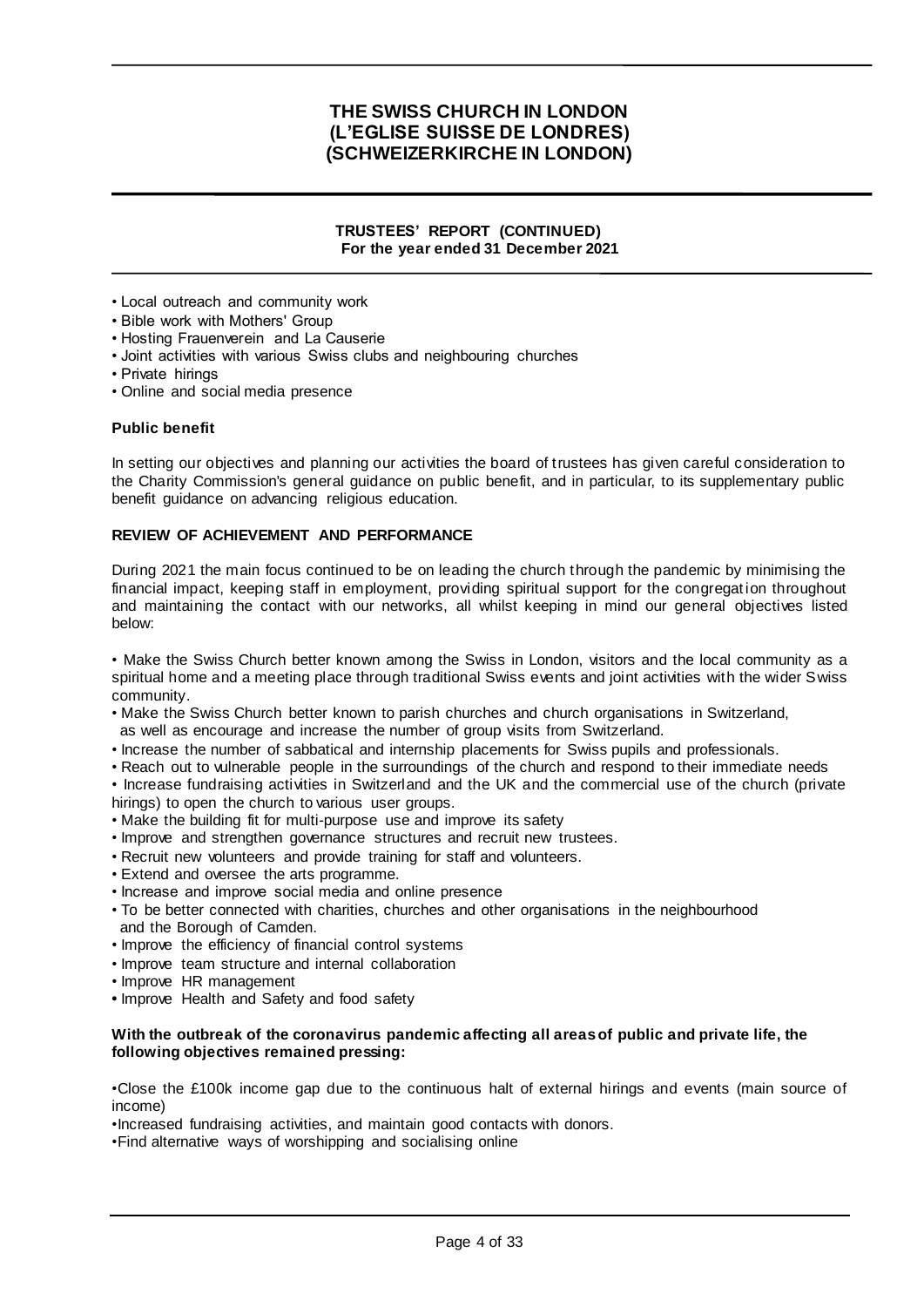- Local outreach and community work
- Bible work with Mothers' Group
- Hosting Frauenverein and La Causerie
- Joint activities with various Swiss clubs and neighbouring churches
- Private hirings
- Online and social media presence

**Public benefit**

In setting our objectives and planning our activities the board of trustees has given careful consideration to the Charity Commission's general guidance on public benefit, and in particular, to its supplementary public benefit guidance on advancing religious education.

**REVIEW OF ACHIEVEMENT AND PERFORMANCE**

During 2021 the main focus continued to be on leading the church through the pandemic by minimising the financial impact, keeping staff in employment, providing spiritual support for the congregation throughout and maintaining the contact with our networks, all whilst keeping in mind our general objectives listed below:

- Make the Swiss Church better known among the Swiss in London, visitors and the local community as a spiritual home and a meeting place through traditional Swiss events and joint activities with the wider Swiss community.
- Make the Swiss Church better known to parish churches and church organisations in Switzerland, as well as encourage and increase the number of group visits from Switzerland.
- Increase the number of sabbatical and internship placements for Swiss pupils and professionals.
- Reach out to vulnerable people in the surroundings of the church and respond to their immediate needs
- Increase fundraising activities in Switzerland and the UK and the commercial use of the church (private hirings) to open the church to various user groups.
- Make the building fit for multi-purpose use and improve its safety
- Improve and strengthen governance structures and recruit new trustees.
- Recruit new volunteers and provide training for staff and volunteers.
- Extend and oversee the arts programme.
- Increase and improve social media and online presence
- To be better connected with charities, churches and other organisations in the neighbourhood and the Borough of Camden.
- Improve the efficiency of financial control systems
- Improve team structure and internal collaboration
- Improve HR management
- Improve Health and Safety and food safety

**With the outbreak of the coronavirus pandemic affecting all areas of public and private life, the following objectives remained pressing:**

- Close the £100k income gap due to the continuous halt of external hirings and events (main source of income)
- Increased fundraising activities, and maintain good contacts with donors.
- Find alternative ways of worshipping and socialising online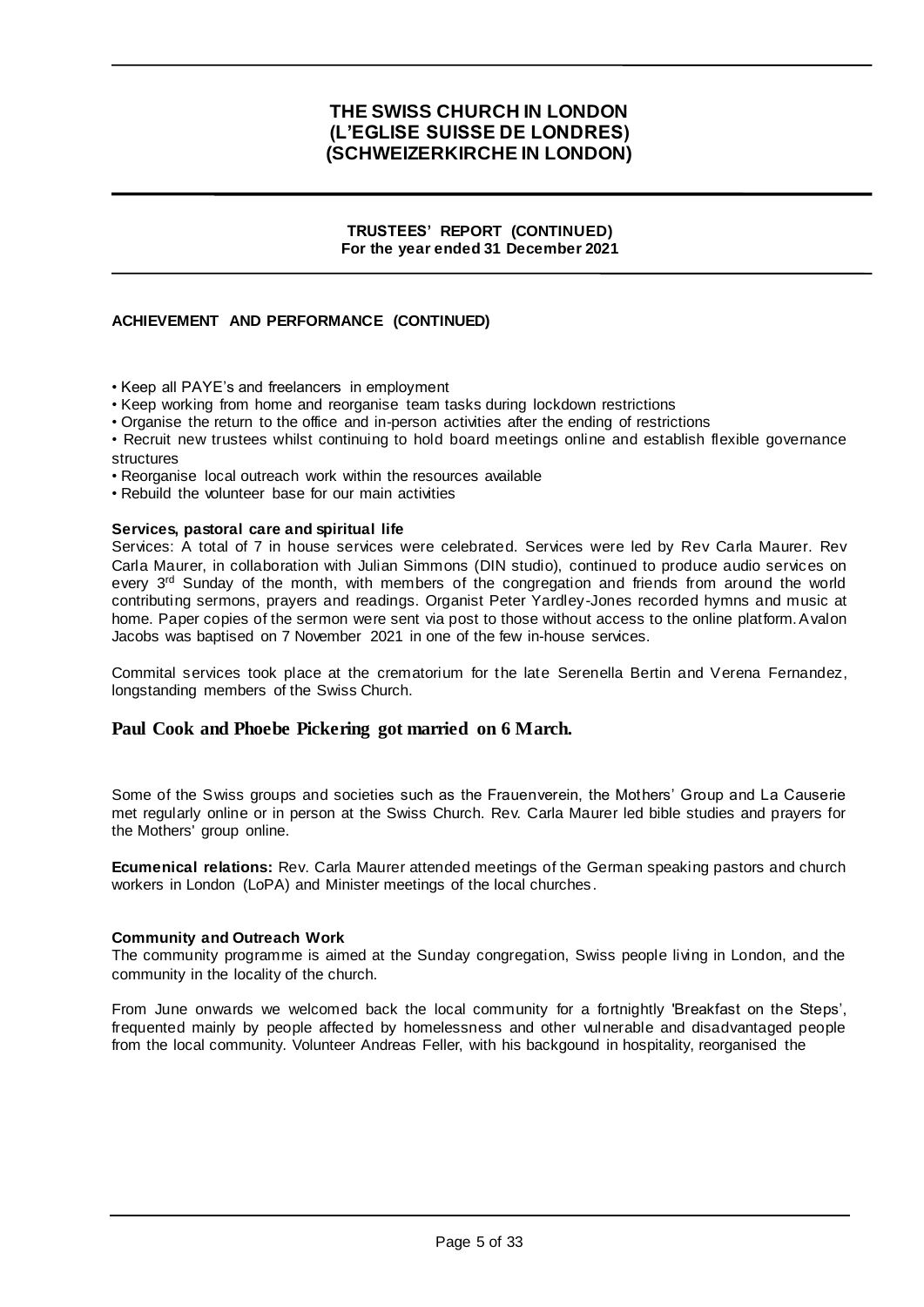# THE SWISS CHURCH IN LONDON (L'EGLISE SUISSE DE LONDRES) (SCHWEIZERKIRCHE IN LONDON)

**TRUSTEES' REPORT (CONTINUED)**
**For the year ended 31 December 2021**

## ACHIEVEMENT AND PERFORMANCE (CONTINUED)

- Keep all PAYE's and freelancers in employment
- Keep working from home and reorganise team tasks during lockdown restrictions
- Organise the return to the office and in-person activities after the ending of restrictions
- Recruit new trustees whilst continuing to hold board meetings online and establish flexible governance structures
- Reorganise local outreach work within the resources available
- Rebuild the volunteer base for our main activities

### Services, pastoral care and spiritual life

Services: A total of 7 in house services were celebrated. Services were led by Rev Carla Maurer. Rev Carla Maurer, in collaboration with Julian Simmons (DIN studio), continued to produce audio services on every 3rd Sunday of the month, with members of the congregation and friends from around the world contributing sermons, prayers and readings. Organist Peter Yardley-Jones recorded hymns and music at home. Paper copies of the sermon were sent via post to those without access to the online platform. Avalon Jacobs was baptised on 7 November 2021 in one of the few in-house services.

Commital services took place at the crematorium for the late Serenella Bertin and Verena Fernandez, longstanding members of the Swiss Church.

**Paul Cook and Phoebe Pickering got married on 6 March.**

Some of the Swiss groups and societies such as the Frauenverein, the Mothers' Group and La Causerie met regularly online or in person at the Swiss Church. Rev. Carla Maurer led bible studies and prayers for the Mothers' group online.

**Ecumenical relations:** Rev. Carla Maurer attended meetings of the German speaking pastors and church workers in London (LoPA) and Minister meetings of the local churches.

### Community and Outreach Work

The community programme is aimed at the Sunday congregation, Swiss people living in London, and the community in the locality of the church.

From June onwards we welcomed back the local community for a fortnightly 'Breakfast on the Steps', frequented mainly by people affected by homelessness and other vulnerable and disadvantaged people from the local community. Volunteer Andreas Feller, with his backgound in hospitality, reorganised the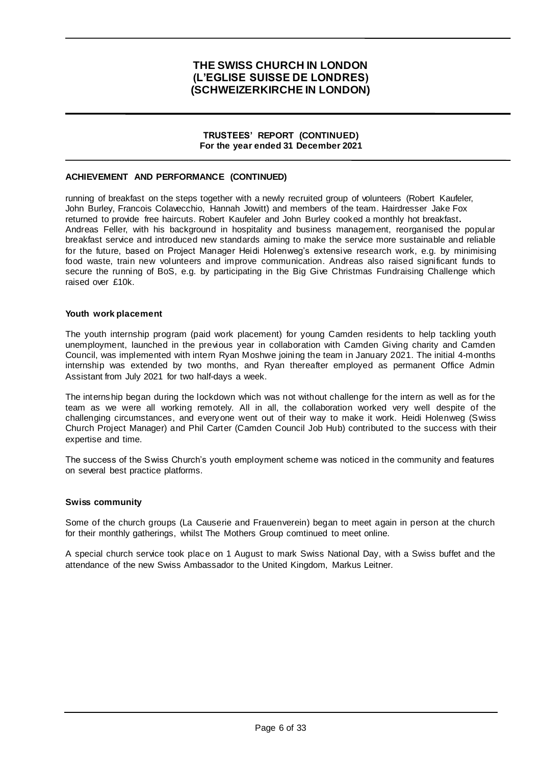# THE SWISS CHURCH IN LONDON (L'EGLISE SUISSE DE LONDRES) (SCHWEIZERKIRCHE IN LONDON)

**TRUESTEES' REPORT (CONTINUED)**
**For the year ended 31 December 2021**

### ACHIEVEMENT AND PERFORMANCE (CONTINUED)

running of breakfast on the steps together with a newly recruited group of volunteers (Robert Kaufeler, John Burley, Francois Colavecchio, Hannah Jowitt) and members of the team. Hairdresser Jake Fox returned to provide free haircuts. Robert Kaufeler and John Burley cooked a monthly hot breakfast. Andreas Feller, with his background in hospitality and business management, reorganised the popular breakfast service and introduced new standards aiming to make the service more sustainable and reliable for the future, based on Project Manager Heidi Holenweg's extensive research work, e.g. by minimising food waste, train new volunteers and improve communication. Andreas also raised significant funds to secure the running of BoS, e.g. by participating in the Big Give Christmas Fundraising Challenge which raised over £10k.

### Youth work placement

The youth internship program (paid work placement) for young Camden residents to help tackling youth unemployment, launched in the previous year in collaboration with Camden Giving charity and Camden Council, was implemented with intern Ryan Moshwe joining the team in January 2021. The initial 4-months internship was extended by two months, and Ryan thereafter employed as permanent Office Admin Assistant from July 2021 for two half-days a week.

The internship began during the lockdown which was not without challenge for the intern as well as for the team as we were all working remotely. All in all, the collaboration worked very well despite of the challenging circumstances, and everyone went out of their way to make it work. Heidi Holenweg (Swiss Church Project Manager) and Phil Carter (Camden Council Job Hub) contributed to the success with their expertise and time.

The success of the Swiss Church's youth employment scheme was noticed in the community and features on several best practice platforms.

### Swiss community

Some of the church groups (La Causerie and Frauenverein) began to meet again in person at the church for their monthly gatherings, whilst The Mothers Group comtinued to meet online.

A special church service took place on 1 August to mark Swiss National Day, with a Swiss buffet and the attendance of the new Swiss Ambassador to the United Kingdom, Markus Leitner.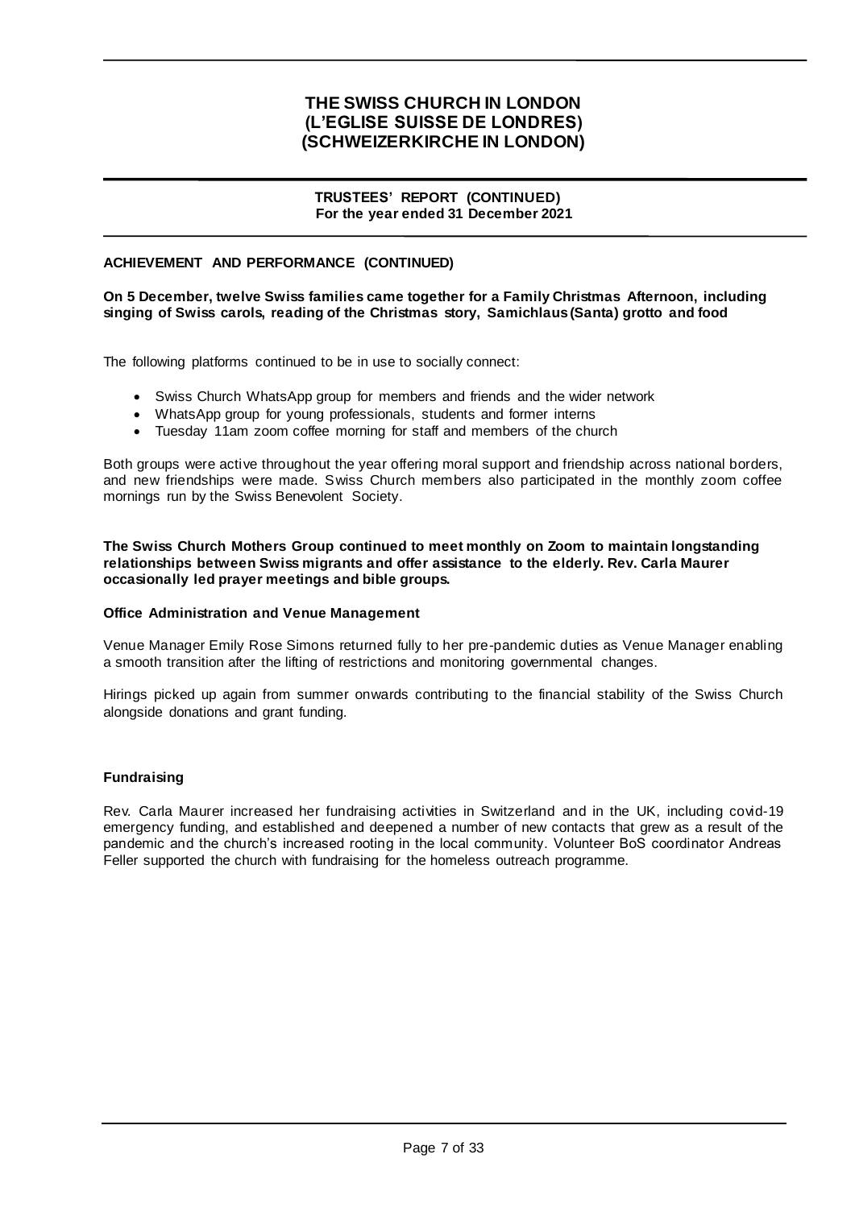# THE SWISS CHURCH IN LONDON (L'EGLISE SUISSE DE LONDRES) (SCHWEIZERKIRCHE IN LONDON)

## TRUSTEES' REPORT (CONTINUED)
**For the year ended 31 December 2021**

### ACHIEVEMENT AND PERFORMANCE (CONTINUED)

**On 5 December, twelve Swiss families came together for a Family Christmas Afternoon, including singing of Swiss carols, reading of the Christmas story, Samichlaus (Santa) grotto and food**

The following platforms continued to be in use to socially connect:

- Swiss Church WhatsApp group for members and friends and the wider network
- WhatsApp group for young professionals, students and former interns
- Tuesday 11am zoom coffee morning for staff and members of the church

Both groups were active throughout the year offering moral support and friendship across national borders, and new friendships were made. Swiss Church members also participated in the monthly zoom coffee mornings run by the Swiss Benevolent Society.

**The Swiss Church Mothers Group continued to meet monthly on Zoom to maintain longstanding relationships between Swiss migrants and offer assistance to the elderly. Rev. Carla Maurer occasionally led prayer meetings and bible groups.**

#### Office Administration and Venue Management

Venue Manager Emily Rose Simons returned fully to her pre-pandemic duties as Venue Manager enabling a smooth transition after the lifting of restrictions and monitoring governmental changes.

Hirings picked up again from summer onwards contributing to the financial stability of the Swiss Church alongside donations and grant funding.

#### Fundraising

Rev. Carla Maurer increased her fundraising activities in Switzerland and in the UK, including covid-19 emergency funding, and established and deepened a number of new contacts that grew as a result of the pandemic and the church's increased rooting in the local community. Volunteer BoS coordinator Andreas Feller supported the church with fundraising for the homeless outreach programme.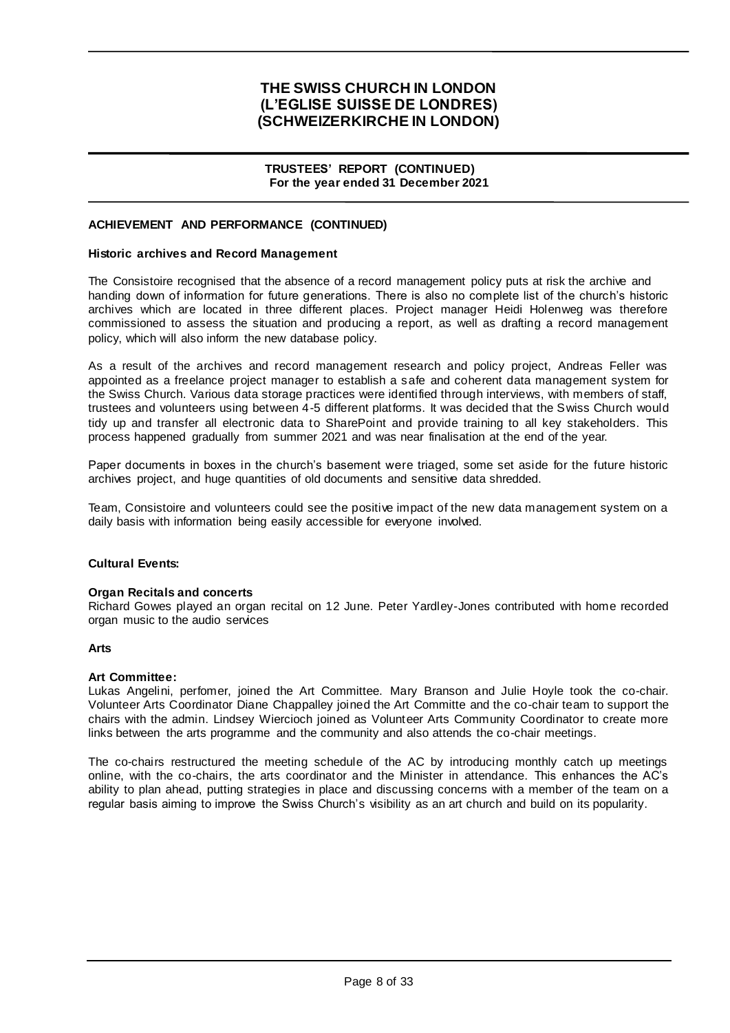# THE SWISS CHURCH IN LONDON (L'EGLISE SUISSE DE LONDRES) (SCHWEIZERKIRCHE IN LONDON)

## TRUSTEES' REPORT (CONTINUED)
**For the year ended 31 December 2021**

### ACHIEVEMENT AND PERFORMANCE (CONTINUED)

**Historic archives and Record Management**

The Consistoire recognised that the absence of a record management policy puts at risk the archive and handing down of information for future generations. There is also no complete list of the church's historic archives which are located in three different places. Project manager Heidi Holenweg was therefore commissioned to assess the situation and producing a report, as well as drafting a record management policy, which will also inform the new database policy.

As a result of the archives and record management research and policy project, Andreas Feller was appointed as a freelance project manager to establish a safe and coherent data management system for the Swiss Church. Various data storage practices were identified through interviews, with members of staff, trustees and volunteers using between 4-5 different platforms. It was decided that the Swiss Church would tidy up and transfer all electronic data to SharePoint and provide training to all key stakeholders. This process happened gradually from summer 2021 and was near finalisation at the end of the year.

Paper documents in boxes in the church's basement were triaged, some set aside for the future historic archives project, and huge quantities of old documents and sensitive data shredded.

Team, Consistoire and volunteers could see the positive impact of the new data management system on a daily basis with information being easily accessible for everyone involved.

**Cultural Events:**

**Organ Recitals and concerts**
Richard Gowes played an organ recital on 12 June. Peter Yardley-Jones contributed with home recorded organ music to the audio services

**Arts**

**Art Committee:**
Lukas Angelini, perfomer, joined the Art Committee. Mary Branson and Julie Hoyle took the co-chair. Volunteer Arts Coordinator Diane Chappalley joined the Art Committe and the co-chair team to support the chairs with the admin. Lindsey Wiercioch joined as Volunteer Arts Community Coordinator to create more links between the arts programme and the community and also attends the co-chair meetings.

The co-chairs restructured the meeting schedule of the AC by introducing monthly catch up meetings online, with the co-chairs, the arts coordinator and the Minister in attendance. This enhances the AC's ability to plan ahead, putting strategies in place and discussing concerns with a member of the team on a regular basis aiming to improve the Swiss Church's visibility as an art church and build on its popularity.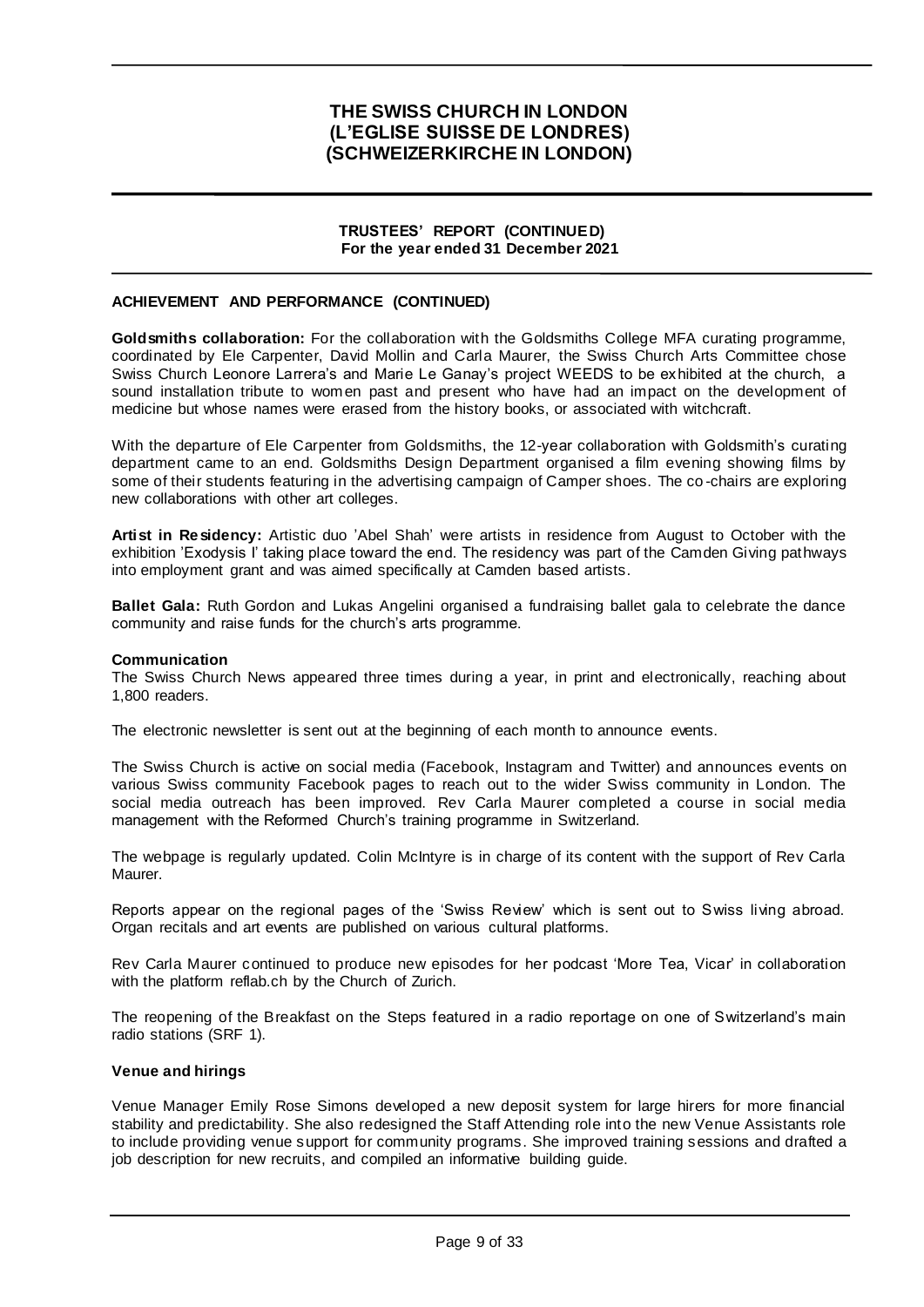# THE SWISS CHURCH IN LONDON (L'EGLISE SUISSE DE LONDRES) (SCHWEIZERKIRCHE IN LONDON)

## TRUSTEES' REPORT (CONTINUED)
For the year ended 31 December 2021

### ACHIEVEMENT AND PERFORMANCE (CONTINUED)

**Goldsmiths collaboration:** For the collaboration with the Goldsmiths College MFA curating programme, coordinated by Ele Carpenter, David Mollin and Carla Maurer, the Swiss Church Arts Committee chose Swiss Church Leonore Larrera's and Marie Le Ganay's project WEEDS to be exhibited at the church, a sound installation tribute to women past and present who have had an impact on the development of medicine but whose names were erased from the history books, or associated with witchcraft.

With the departure of Ele Carpenter from Goldsmiths, the 12-year collaboration with Goldsmith's curating department came to an end. Goldsmiths Design Department organised a film evening showing films by some of their students featuring in the advertising campaign of Camper shoes. The co-chairs are exploring new collaborations with other art colleges.

**Artist in Residency:** Artistic duo 'Abel Shah' were artists in residence from August to October with the exhibition 'Exodysis I' taking place toward the end. The residency was part of the Camden Giving pathways into employment grant and was aimed specifically at Camden based artists.

**Ballet Gala:** Ruth Gordon and Lukas Angelini organised a fundraising ballet gala to celebrate the dance community and raise funds for the church's arts programme.

**Communication**

The Swiss Church News appeared three times during a year, in print and electronically, reaching about 1,800 readers.

The electronic newsletter is sent out at the beginning of each month to announce events.

The Swiss Church is active on social media (Facebook, Instagram and Twitter) and announces events on various Swiss community Facebook pages to reach out to the wider Swiss community in London. The social media outreach has been improved. Rev Carla Maurer completed a course in social media management with the Reformed Church's training programme in Switzerland.

The webpage is regularly updated. Colin McIntyre is in charge of its content with the support of Rev Carla Maurer.

Reports appear on the regional pages of the 'Swiss Review' which is sent out to Swiss living abroad. Organ recitals and art events are published on various cultural platforms.

Rev Carla Maurer continued to produce new episodes for her podcast 'More Tea, Vicar' in collaboration with the platform reflab.ch by the Church of Zurich.

The reopening of the Breakfast on the Steps featured in a radio reportage on one of Switzerland's main radio stations (SRF 1).

**Venue and hirings**

Venue Manager Emily Rose Simons developed a new deposit system for large hirers for more financial stability and predictability. She also redesigned the Staff Attending role into the new Venue Assistants role to include providing venue support for community programs. She improved training sessions and drafted a job description for new recruits, and compiled an informative building guide.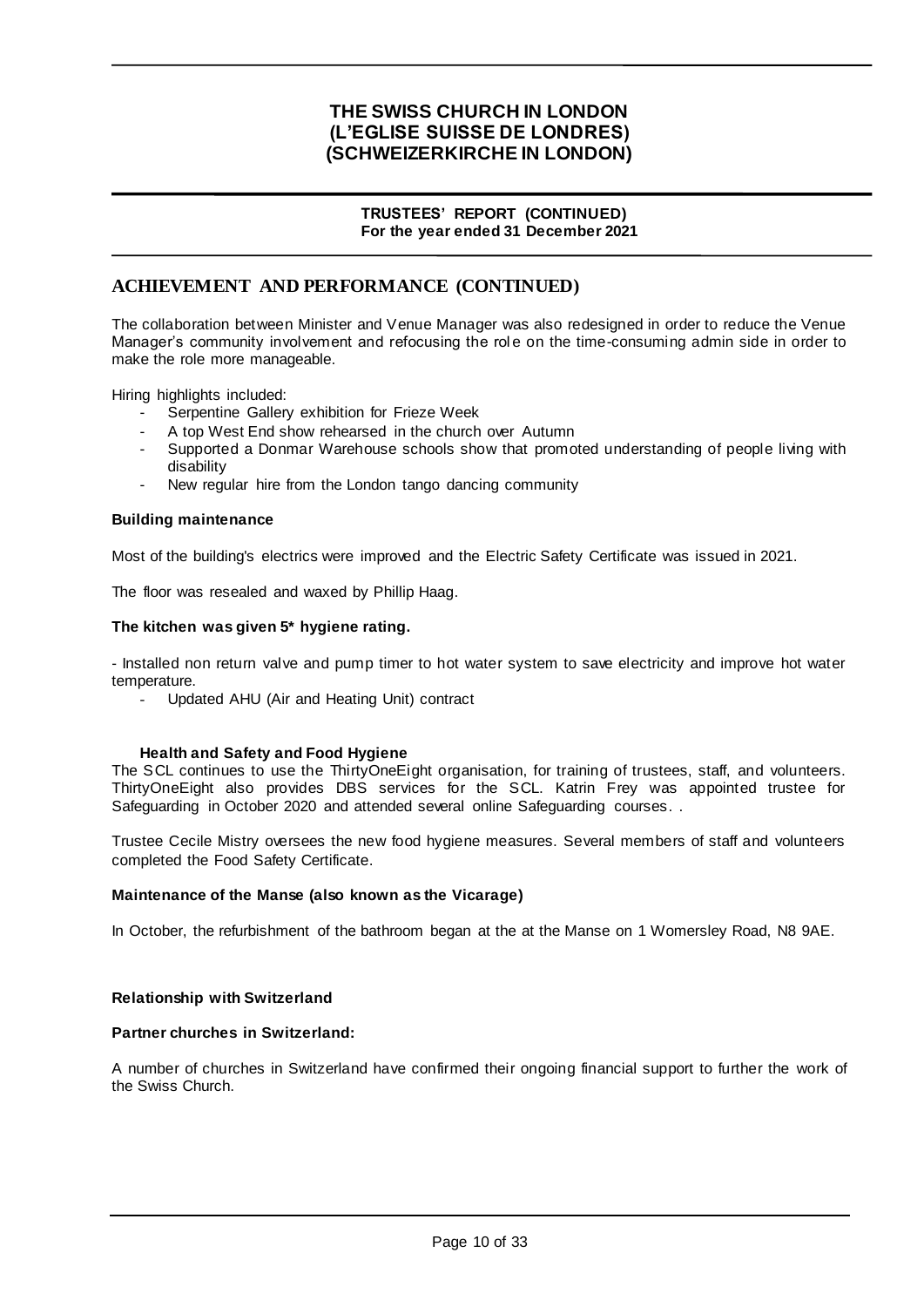## ACHIEVEMENT AND PERFORMANCE (CONTINUED)

The collaboration between Minister and Venue Manager was also redesigned in order to reduce the Venue Manager's community involvement and refocusing the role on the time-consuming admin side in order to make the role more manageable.

Hiring highlights included:

- Serpentine Gallery exhibition for Frieze Week
- A top West End show rehearsed in the church over Autumn
- Supported a Donmar Warehouse schools show that promoted understanding of people living with disability
- New regular hire from the London tango dancing community

**Building maintenance**

Most of the building's electrics were improved and the Electric Safety Certificate was issued in 2021.

The floor was resealed and waxed by Phillip Haag.

**The kitchen was given 5* hygiene rating.**

- Installed non return valve and pump timer to hot water system to save electricity and improve hot water temperature.
- Updated AHU (Air and Heating Unit) contract

**Health and Safety and Food Hygiene**

The SCL continues to use the ThirtyOneEight organisation, for training of trustees, staff, and volunteers. ThirtyOneEight also provides DBS services for the SCL. Katrin Frey was appointed trustee for Safeguarding in October 2020 and attended several online Safeguarding courses. .

Trustee Cecile Mistry oversees the new food hygiene measures. Several members of staff and volunteers completed the Food Safety Certificate.

**Maintenance of the Manse (also known as the Vicarage)**

In October, the refurbishment of the bathroom began at the at the Manse on 1 Womersley Road, N8 9AE.

**Relationship with Switzerland**

**Partner churches in Switzerland:**

A number of churches in Switzerland have confirmed their ongoing financial support to further the work of the Swiss Church.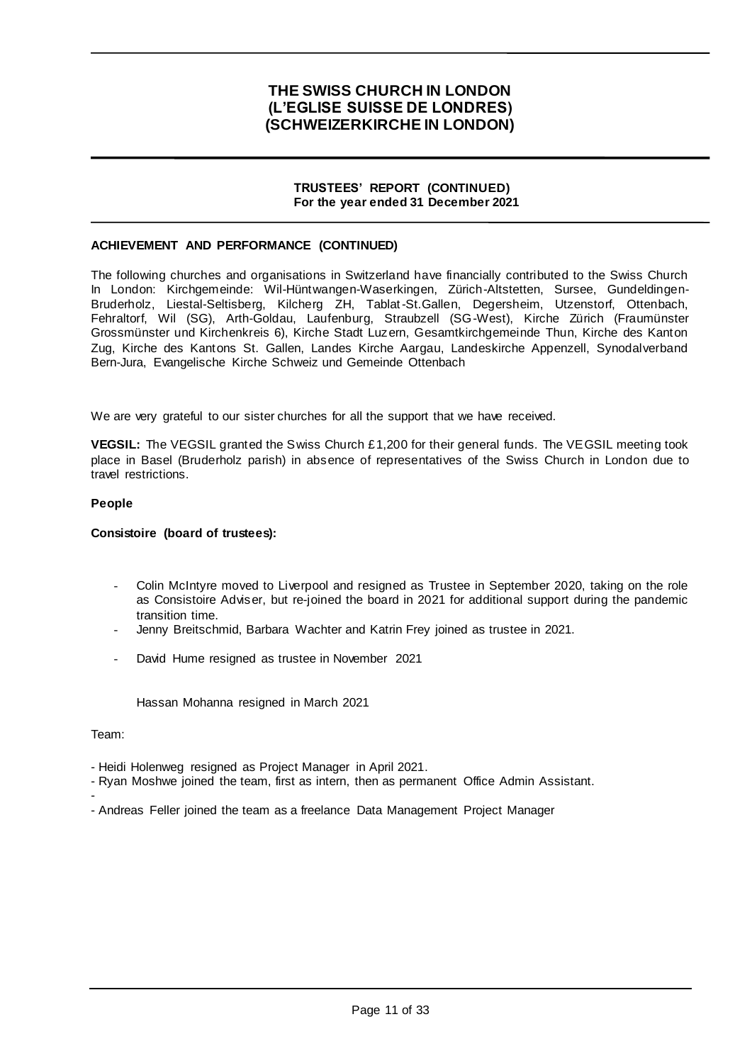# THE SWISS CHURCH IN LONDON
# (L'EGLISE SUISSE DE LONDRES)
# (SCHWEIZERKIRCHE IN LONDON)

**TRUSTEES' REPORT (CONTINUED)**
**For the year ended 31 December 2021**

**ACHIEVEMENT AND PERFORMANCE (CONTINUED)**

The following churches and organisations in Switzerland have financially contributed to the Swiss Church In London: Kirchgemeinde: Wil-Hüntwangen-Waserkingen, Zürich-Altstetten, Sursee, Gundeldingen-Bruderholz, Liestal-Seltisberg, Kilcherg ZH, Tablat-St.Gallen, Degersheim, Utzenstorf, Ottenbach, Fehraltorf, Wil (SG), Arth-Goldau, Laufenburg, Straubzell (SG-West), Kirche Zürich (Fraumünster Grossmünster und Kirchenkreis 6), Kirche Stadt Luzern, Gesamtkirchgemeinde Thun, Kirche des Kanton Zug, Kirche des Kantons St. Gallen, Landes Kirche Aargau, Landeskirche Appenzell, Synodalverband Bern-Jura, Evangelische Kirche Schweiz und Gemeinde Ottenbach

We are very grateful to our sister churches for all the support that we have received.

**VEGSIL:** The VEGSIL granted the Swiss Church £1,200 for their general funds. The VEGSIL meeting took place in Basel (Bruderholz parish) in absence of representatives of the Swiss Church in London due to travel restrictions.

**People**

**Consistoire (board of trustees):**

- Colin McIntyre moved to Liverpool and resigned as Trustee in September 2020, taking on the role as Consistoire Adviser, but re-joined the board in 2021 for additional support during the pandemic transition time.
- Jenny Breitschmid, Barbara Wachter and Katrin Frey joined as trustee in 2021.
- David Hume resigned as trustee in November 2021

Hassan Mohanna resigned in March 2021

Team:

- Heidi Holenweg resigned as Project Manager in April 2021.
- Ryan Moshwe joined the team, first as intern, then as permanent Office Admin Assistant.
-
- Andreas Feller joined the team as a freelance Data Management Project Manager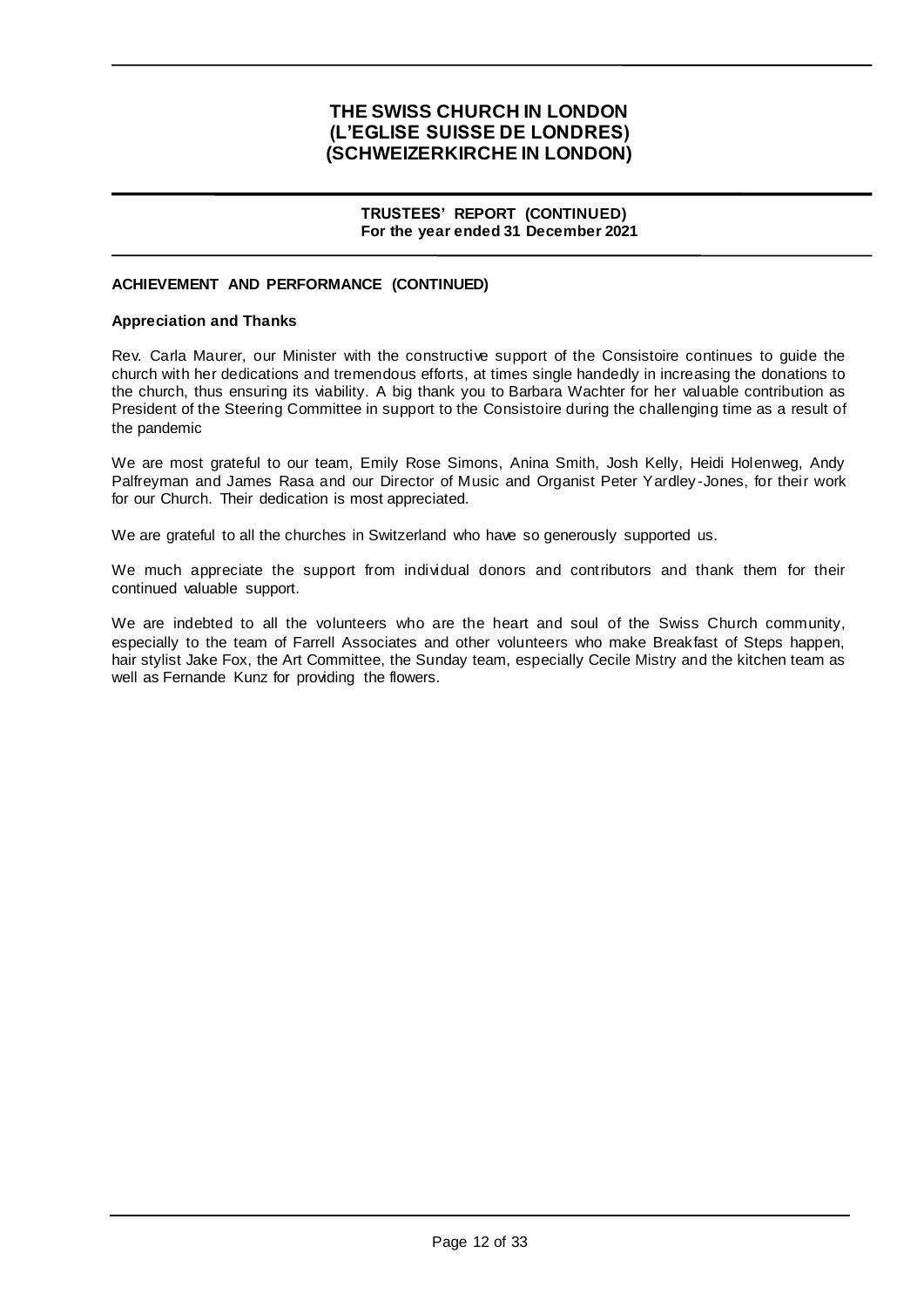**ACHIEVEMENT AND PERFORMANCE (CONTINUED)**

**Appreciation and Thanks**

Rev. Carla Maurer, our Minister with the constructive support of the Consistoire continues to guide the church with her dedications and tremendous efforts, at times single handedly in increasing the donations to the church, thus ensuring its viability. A big thank you to Barbara Wachter for her valuable contribution as President of the Steering Committee in support to the Consistoire during the challenging time as a result of the pandemic

We are most grateful to our team, Emily Rose Simons, Anina Smith, Josh Kelly, Heidi Holenweg, Andy Palfreyman and James Rasa and our Director of Music and Organist Peter Yardley-Jones, for their work for our Church. Their dedication is most appreciated.

We are grateful to all the churches in Switzerland who have so generously supported us.

We much appreciate the support from individual donors and contributors and thank them for their continued valuable support.

We are indebted to all the volunteers who are the heart and soul of the Swiss Church community, especially to the team of Farrell Associates and other volunteers who make Breakfast of Steps happen, hair stylist Jake Fox, the Art Committee, the Sunday team, especially Cecile Mistry and the kitchen team as well as Fernande Kunz for providing the flowers.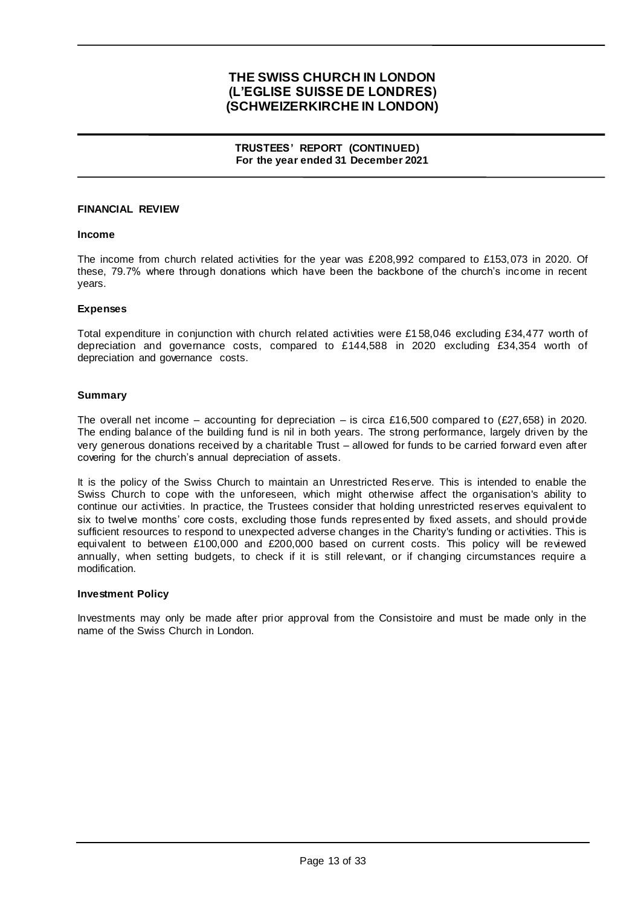# THE SWISS CHURCH IN LONDON
# (L'EGLISE SUISSE DE LONDRES)
# (SCHWEIZERKIRCHE IN LONDON)

**TRUSTEES' REPORT (CONTINUED)**
**For the year ended 31 December 2021**

## FINANCIAL REVIEW

### Income

The income from church related activities for the year was £208,992 compared to £153,073 in 2020. Of these, 79.7% where through donations which have been the backbone of the church's income in recent years.

### Expenses

Total expenditure in conjunction with church related activities were £158,046 excluding £34,477 worth of depreciation and governance costs, compared to £144,588 in 2020 excluding £34,354 worth of depreciation and governance costs.

### Summary

The overall net income – accounting for depreciation – is circa £16,500 compared to (£27,658) in 2020. The ending balance of the building fund is nil in both years. The strong performance, largely driven by the very generous donations received by a charitable Trust – allowed for funds to be carried forward even after covering for the church's annual depreciation of assets.

It is the policy of the Swiss Church to maintain an Unrestricted Reserve. This is intended to enable the Swiss Church to cope with the unforeseen, which might otherwise affect the organisation's ability to continue our activities. In practice, the Trustees consider that holding unrestricted reserves equivalent to six to twelve months' core costs, excluding those funds represented by fixed assets, and should provide sufficient resources to respond to unexpected adverse changes in the Charity's funding or activities. This is equivalent to between £100,000 and £200,000 based on current costs. This policy will be reviewed annually, when setting budgets, to check if it is still relevant, or if changing circumstances require a modification.

### Investment Policy

Investments may only be made after prior approval from the Consistoire and must be made only in the name of the Swiss Church in London.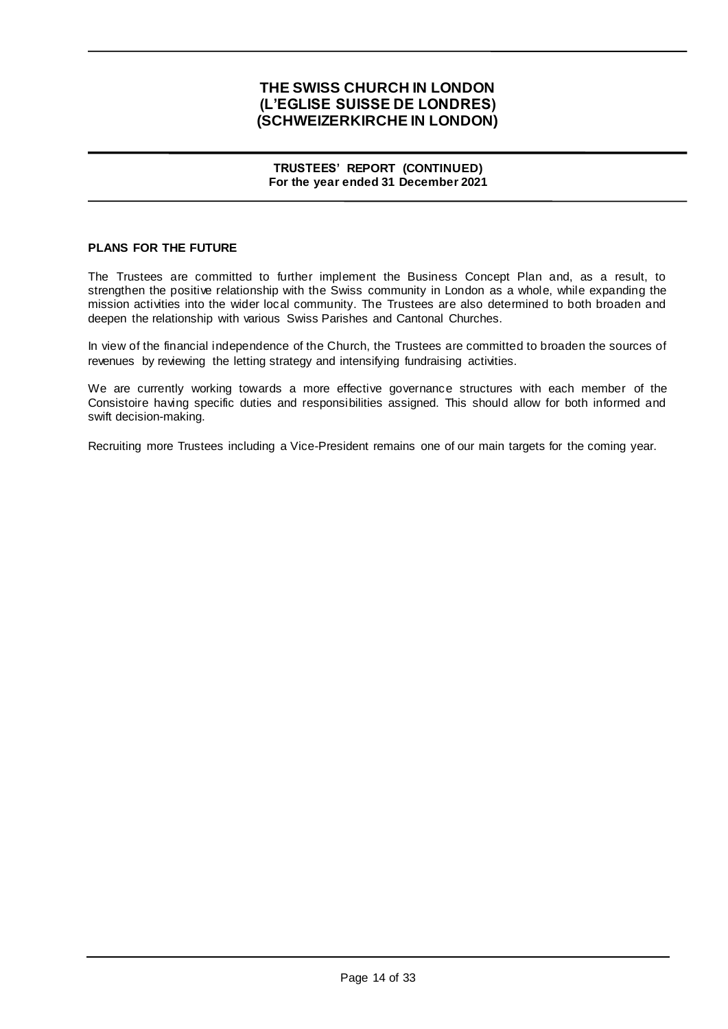## PLANS FOR THE FUTURE

The Trustees are committed to further implement the Business Concept Plan and, as a result, to strengthen the positive relationship with the Swiss community in London as a whole, while expanding the mission activities into the wider local community. The Trustees are also determined to both broaden and deepen the relationship with various Swiss Parishes and Cantonal Churches.

In view of the financial independence of the Church, the Trustees are committed to broaden the sources of revenues by reviewing the letting strategy and intensifying fundraising activities.

We are currently working towards a more effective governance structures with each member of the Consistoire having specific duties and responsibilities assigned. This should allow for both informed and swift decision-making.

Recruiting more Trustees including a Vice-President remains one of our main targets for the coming year.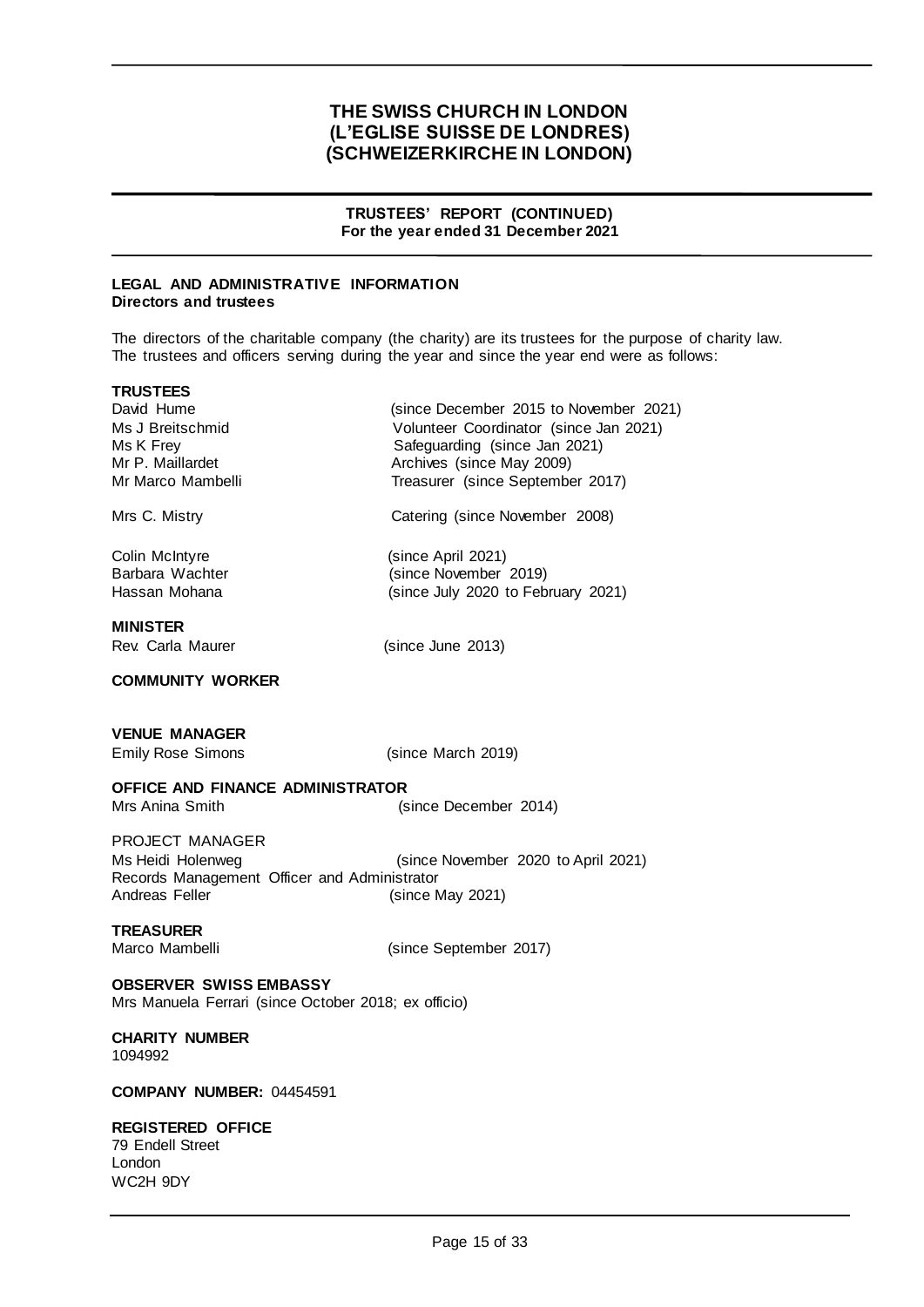# THE SWISS CHURCH IN LONDON
# (L'EGLISE SUISSE DE LONDRES)
# (SCHWEIZERKIRCHE IN LONDON)

## TRUSTEES' REPORT (CONTINUED)
**For the year ended 31 December 2021**

### LEGAL AND ADMINISTRATIVE INFORMATION
**Directors and trustees**

The directors of the charitable company (the charity) are its trustees for the purpose of charity law. The trustees and officers serving during the year and since the year end were as follows:

**TRUSTEES**

| | |
|---|---|
| David Hume | (since December 2015 to November 2021) |
| Ms J Breitschmid | Volunteer Coordinator (since Jan 2021) |
| Ms K Frey | Safeguarding (since Jan 2021) |
| Mr P. Maillardet | Archives (since May 2009) |
| Mr Marco Mambelli | Treasurer (since September 2017) |
| Mrs C. Mistry | Catering (since November 2008) |
| Colin McIntyre | (since April 2021) |
| Barbara Wachter | (since November 2019) |
| Hassan Mohana | (since July 2020 to February 2021) |

**MINISTER**

Rev. Carla Maurer (since June 2013)

**COMMUNITY WORKER**

**VENUE MANAGER**

Emily Rose Simons (since March 2019)

**OFFICE AND FINANCE ADMINISTRATOR**

Mrs Anina Smith (since December 2014)

PROJECT MANAGER

Ms Heidi Holenweg (since November 2020 to April 2021)

Records Management Officer and Administrator

Andreas Feller (since May 2021)

**TREASURER**

Marco Mambelli (since September 2017)

**OBSERVER SWISS EMBASSY**

Mrs Manuela Ferrari (since October 2018; ex officio)

**CHARITY NUMBER**

1094992

**COMPANY NUMBER:** 04454591

**REGISTERED OFFICE**

79 Endell Street
London
WC2H 9DY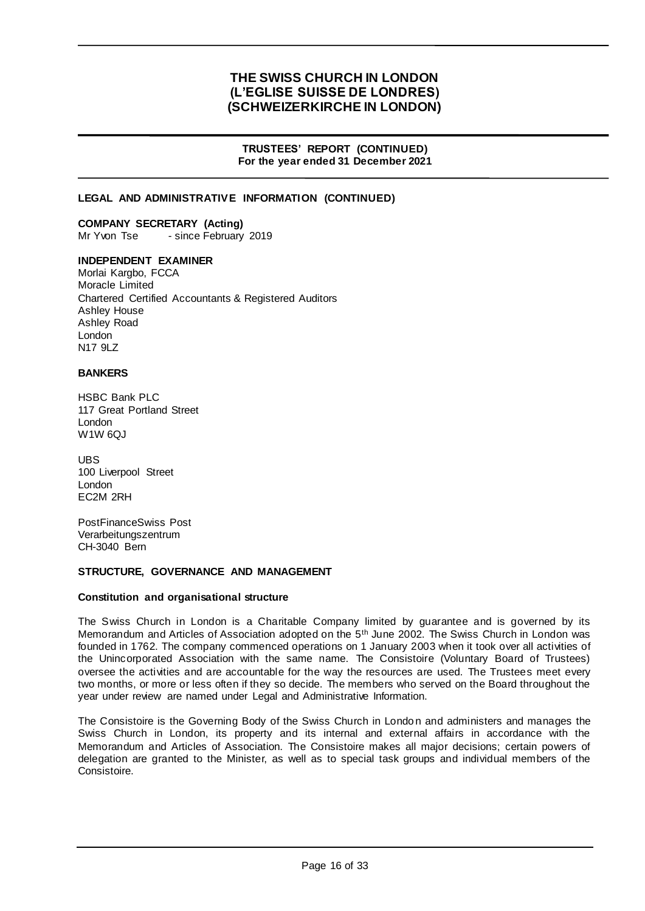# THE SWISS CHURCH IN LONDON (L'EGLISE SUISSE DE LONDRES) (SCHWEIZERKIRCHE IN LONDON)

**TRUSTEES' REPORT (CONTINUED)**
**For the year ended 31 December 2021**

## LEGAL AND ADMINISTRATIVE INFORMATION (CONTINUED)

**COMPANY SECRETARY (Acting)**
Mr Yvon Tse - since February 2019

**INDEPENDENT EXAMINER**
Morlai Kargbo, FCCA
Moracle Limited
Chartered Certified Accountants & Registered Auditors
Ashley House
Ashley Road
London
N17 9LZ

**BANKERS**

HSBC Bank PLC
117 Great Portland Street
London
W1W 6QJ

UBS
100 Liverpool Street
London
EC2M 2RH

PostFinanceSwiss Post
Verarbeitungszentrum
CH-3040 Bern

## STRUCTURE, GOVERNANCE AND MANAGEMENT

**Constitution and organisational structure**

The Swiss Church in London is a Charitable Company limited by guarantee and is governed by its Memorandum and Articles of Association adopted on the 5th June 2002. The Swiss Church in London was founded in 1762. The company commenced operations on 1 January 2003 when it took over all activities of the Unincorporated Association with the same name. The Consistoire (Voluntary Board of Trustees) oversee the activities and are accountable for the way the resources are used. The Trustees meet every two months, or more or less often if they so decide. The members who served on the Board throughout the year under review are named under Legal and Administrative Information.

The Consistoire is the Governing Body of the Swiss Church in London and administers and manages the Swiss Church in London, its property and its internal and external affairs in accordance with the Memorandum and Articles of Association. The Consistoire makes all major decisions; certain powers of delegation are granted to the Minister, as well as to special task groups and individual members of the Consistoire.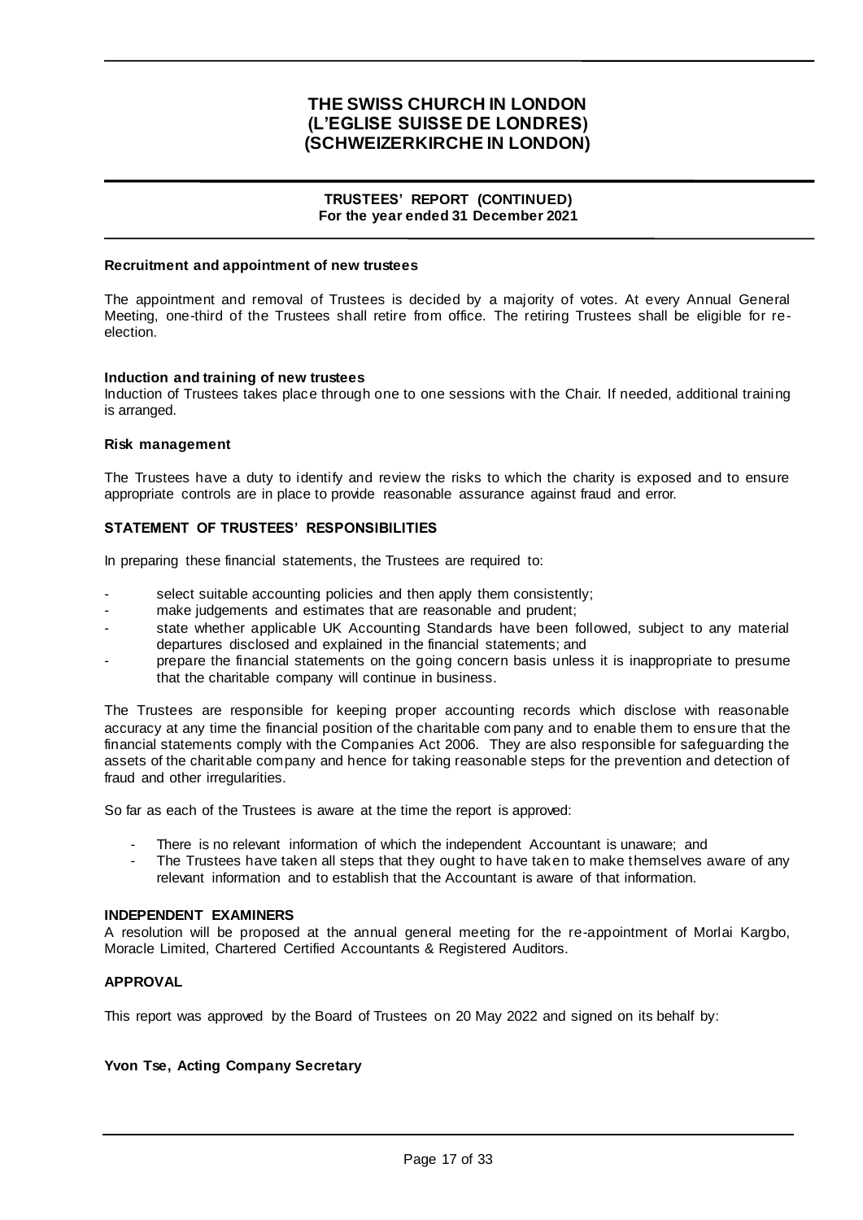# THE SWISS CHURCH IN LONDON
# (L'EGLISE SUISSE DE LONDRES)
# (SCHWEIZERKIRCHE IN LONDON)

**TRUSTEES' REPORT (CONTINUED)**
**For the year ended 31 December 2021**

**Recruitment and appointment of new trustees**

The appointment and removal of Trustees is decided by a majority of votes. At every Annual General Meeting, one-third of the Trustees shall retire from office. The retiring Trustees shall be eligible for re-election.

**Induction and training of new trustees**

Induction of Trustees takes place through one to one sessions with the Chair. If needed, additional training is arranged.

**Risk management**

The Trustees have a duty to identify and review the risks to which the charity is exposed and to ensure appropriate controls are in place to provide reasonable assurance against fraud and error.

**STATEMENT OF TRUSTEES' RESPONSIBILITIES**

In preparing these financial statements, the Trustees are required to:

- select suitable accounting policies and then apply them consistently;
- make judgements and estimates that are reasonable and prudent;
- state whether applicable UK Accounting Standards have been followed, subject to any material departures disclosed and explained in the financial statements; and
- prepare the financial statements on the going concern basis unless it is inappropriate to presume that the charitable company will continue in business.

The Trustees are responsible for keeping proper accounting records which disclose with reasonable accuracy at any time the financial position of the charitable company and to enable them to ensure that the financial statements comply with the Companies Act 2006. They are also responsible for safeguarding the assets of the charitable company and hence for taking reasonable steps for the prevention and detection of fraud and other irregularities.

So far as each of the Trustees is aware at the time the report is approved:

- There is no relevant information of which the independent Accountant is unaware; and
- The Trustees have taken all steps that they ought to have taken to make themselves aware of any relevant information and to establish that the Accountant is aware of that information.

**INDEPENDENT EXAMINERS**

A resolution will be proposed at the annual general meeting for the re-appointment of Morlai Kargbo, Moracle Limited, Chartered Certified Accountants & Registered Auditors.

**APPROVAL**

This report was approved by the Board of Trustees on 20 May 2022 and signed on its behalf by:

**Yvon Tse, Acting Company Secretary**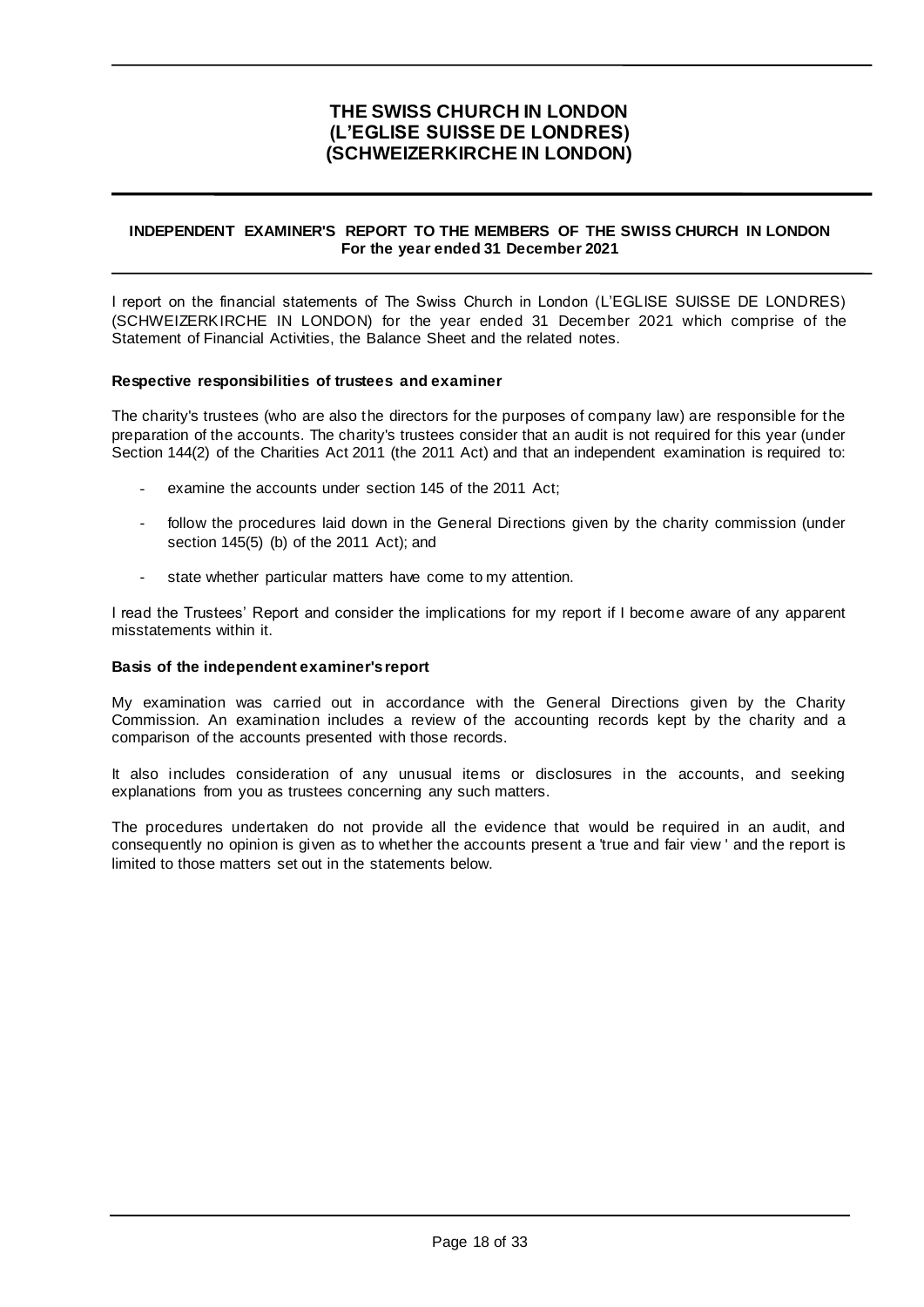# THE SWISS CHURCH IN LONDON (L'EGLISE SUISSE DE LONDRES) (SCHWEIZERKIRCHE IN LONDON)

## INDEPENDENT EXAMINER'S REPORT TO THE MEMBERS OF THE SWISS CHURCH IN LONDON
**For the year ended 31 December 2021**

I report on the financial statements of The Swiss Church in London (L'EGLISE SUISSE DE LONDRES) (SCHWEIZERKIRCHE IN LONDON) for the year ended 31 December 2021 which comprise of the Statement of Financial Activities, the Balance Sheet and the related notes.

**Respective responsibilities of trustees and examiner**

The charity's trustees (who are also the directors for the purposes of company law) are responsible for the preparation of the accounts. The charity's trustees consider that an audit is not required for this year (under Section 144(2) of the Charities Act 2011 (the 2011 Act) and that an independent examination is required to:

- examine the accounts under section 145 of the 2011 Act;
- follow the procedures laid down in the General Directions given by the charity commission (under section 145(5) (b) of the 2011 Act); and
- state whether particular matters have come to my attention.

I read the Trustees' Report and consider the implications for my report if I become aware of any apparent misstatements within it.

**Basis of the independent examiner's report**

My examination was carried out in accordance with the General Directions given by the Charity Commission. An examination includes a review of the accounting records kept by the charity and a comparison of the accounts presented with those records.

It also includes consideration of any unusual items or disclosures in the accounts, and seeking explanations from you as trustees concerning any such matters.

The procedures undertaken do not provide all the evidence that would be required in an audit, and consequently no opinion is given as to whether the accounts present a 'true and fair view ' and the report is limited to those matters set out in the statements below.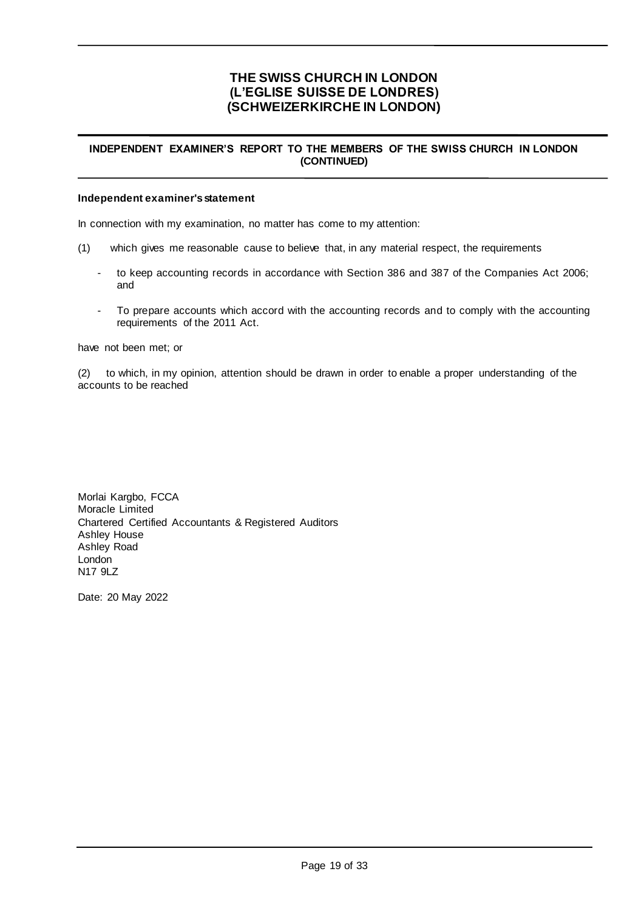# THE SWISS CHURCH IN LONDON
# (L'EGLISE SUISSE DE LONDRES)
# (SCHWEIZERKIRCHE IN LONDON)

## INDEPENDENT EXAMINER'S REPORT TO THE MEMBERS OF THE SWISS CHURCH IN LONDON (CONTINUED)

**Independent examiner's statement**

In connection with my examination, no matter has come to my attention:

(1) which gives me reasonable cause to believe that, in any material respect, the requirements

- to keep accounting records in accordance with Section 386 and 387 of the Companies Act 2006; and
- To prepare accounts which accord with the accounting records and to comply with the accounting requirements of the 2011 Act.

have not been met; or

(2) to which, in my opinion, attention should be drawn in order to enable a proper understanding of the accounts to be reached

Morlai Kargbo, FCCA
Moracle Limited
Chartered Certified Accountants & Registered Auditors
Ashley House
Ashley Road
London
N17 9LZ

Date: 20 May 2022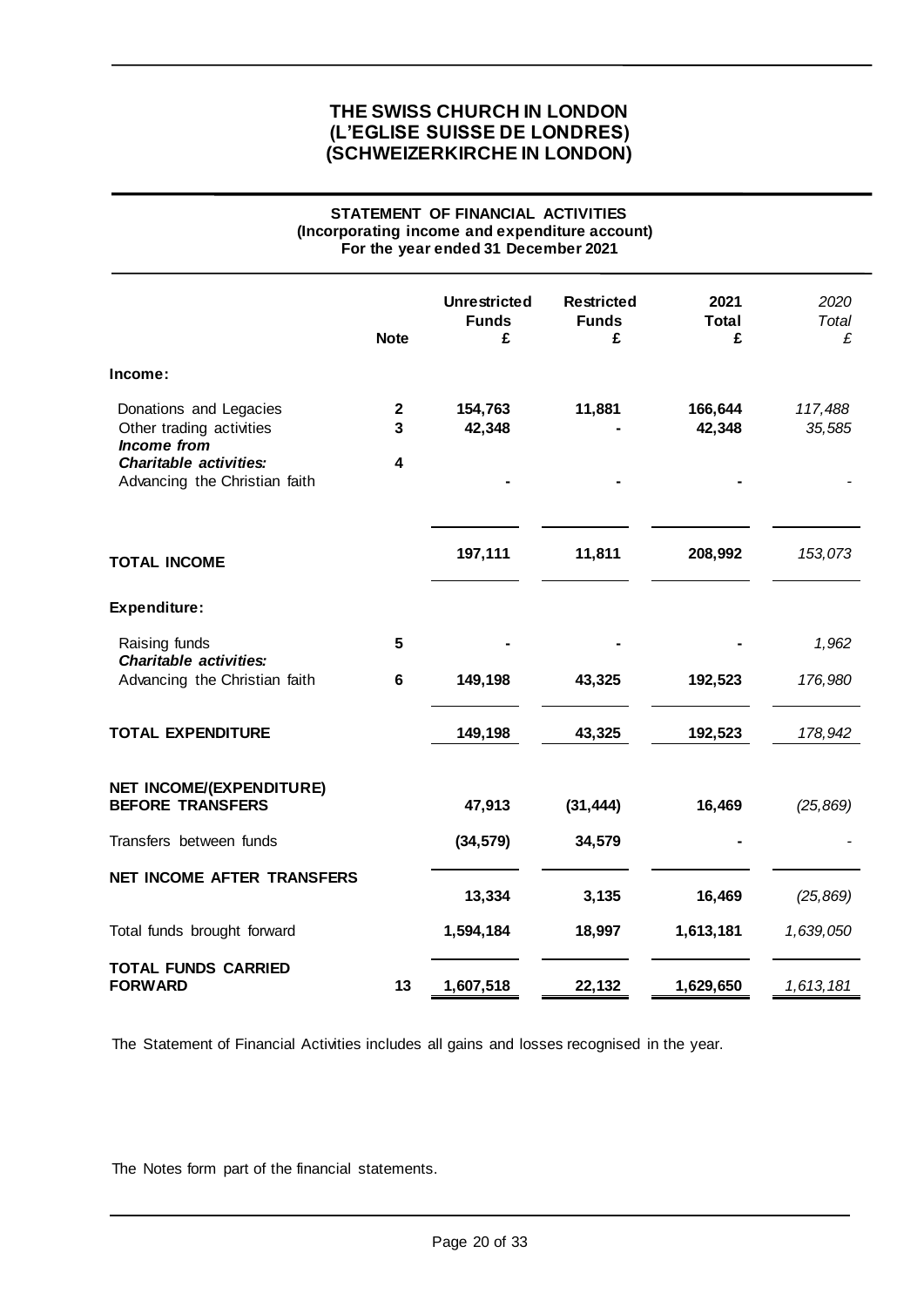# THE SWISS CHURCH IN LONDON
# (L'EGLISE SUISSE DE LONDRES)
# (SCHWEIZERKIRCHE IN LONDON)

## STATEMENT OF FINANCIAL ACTIVITIES
### (Incorporating income and expenditure account)
### For the year ended 31 December 2021

| | Note | Unrestricted Funds £ | Restricted Funds £ | 2021 Total £ | *2020 Total £* |
|---|---|---|---|---|---|
| **Income:** | | | | | |
| Donations and Legacies | **2** | **154,763** | **11,881** | **166,644** | *117,488* |
| Other trading activities | **3** | **42,348** | **-** | **42,348** | *35,585* |
| ***Income from*** | | | | | |
| ***Charitable activities:*** | **4** | | | | |
| Advancing the Christian faith | | **-** | **-** | **-** | - |
| **TOTAL INCOME** | | **197,111** | **11,811** | **208,992** | *153,073* |
| **Expenditure:** | | | | | |
| Raising funds | **5** | **-** | **-** | **-** | *1,962* |
| ***Charitable activities:*** | | | | | |
| Advancing the Christian faith | **6** | **149,198** | **43,325** | **192,523** | *176,980* |
| **TOTAL EXPENDITURE** | | **149,198** | **43,325** | **192,523** | *178,942* |
| **NET INCOME/(EXPENDITURE) BEFORE TRANSFERS** | | **47,913** | **(31,444)** | **16,469** | *(25,869)* |
| Transfers between funds | | **(34,579)** | **34,579** | **-** | - |
| **NET INCOME AFTER TRANSFERS** | | **13,334** | **3,135** | **16,469** | *(25,869)* |
| Total funds brought forward | | **1,594,184** | **18,997** | **1,613,181** | *1,639,050* |
| **TOTAL FUNDS CARRIED FORWARD** | **13** | **1,607,518** | **22,132** | **1,629,650** | *1,613,181* |

The Statement of Financial Activities includes all gains and losses recognised in the year.

The Notes form part of the financial statements.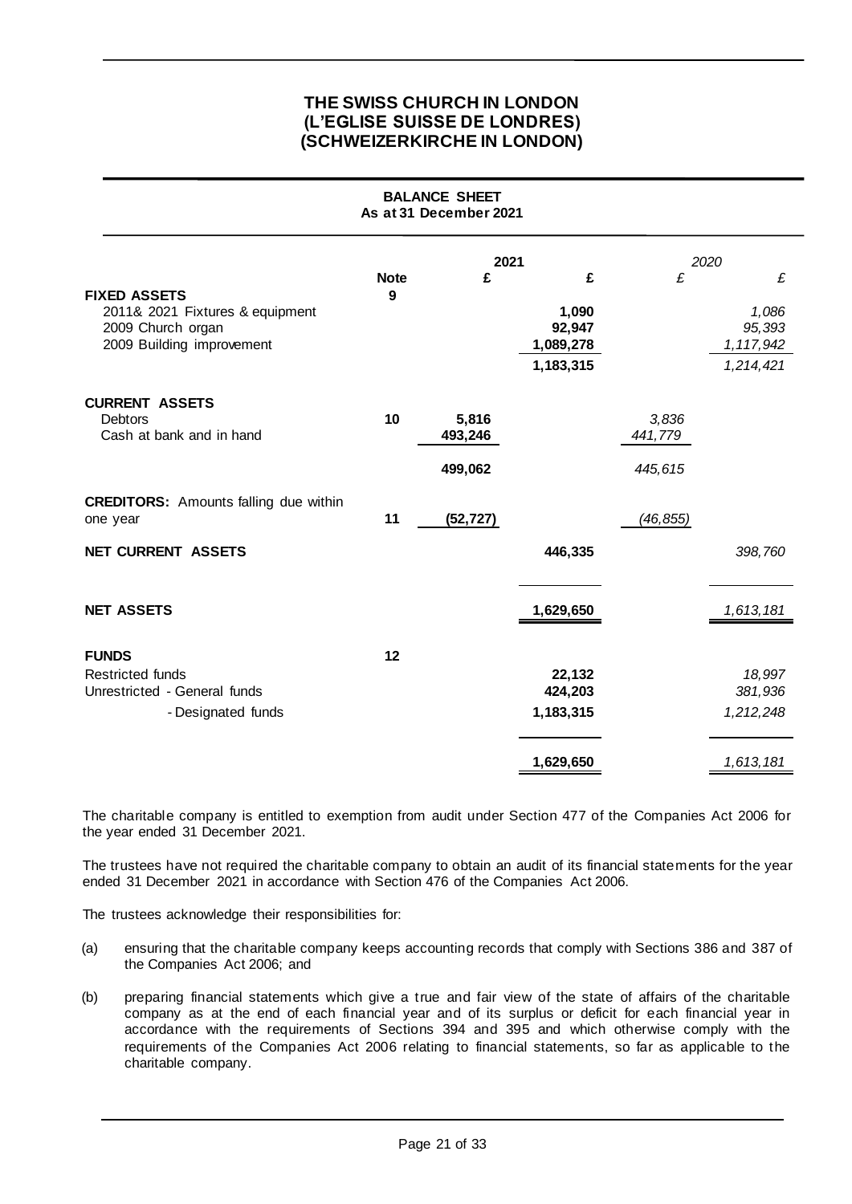# THE SWISS CHURCH IN LONDON
# (L'EGLISE SUISSE DE LONDRES)
# (SCHWEIZERKIRCHE IN LONDON)

## BALANCE SHEET
### As at 31 December 2021

| | Note | 2021 £ | 2021 £ | 2020 £ | 2020 £ |
|---|---|---|---|---|---|
| **FIXED ASSETS** | 9 | | | | |
| 2011& 2021 Fixtures & equipment | | | 1,090 | | *1,086* |
| 2009 Church organ | | | 92,947 | | *95,393* |
| 2009 Building improvement | | | 1,089,278 | | *1,117,942* |
| | | | 1,183,315 | | *1,214,421* |
| **CURRENT ASSETS** | | | | | |
| Debtors | 10 | 5,816 | | *3,836* | |
| Cash at bank and in hand | | 493,246 | | *441,779* | |
| | | 499,062 | | *445,615* | |
| **CREDITORS:** Amounts falling due within one year | 11 | (52,727) | | *(46,855)* | |
| **NET CURRENT ASSETS** | | | 446,335 | | *398,760* |
| **NET ASSETS** | | | 1,629,650 | | *1,613,181* |
| **FUNDS** | 12 | | | | |
| Restricted funds | | | 22,132 | | *18,997* |
| Unrestricted - General funds | | | 424,203 | | *381,936* |
| - Designated funds | | | 1,183,315 | | *1,212,248* |
| | | | 1,629,650 | | *1,613,181* |

The charitable company is entitled to exemption from audit under Section 477 of the Companies Act 2006 for the year ended 31 December 2021.

The trustees have not required the charitable company to obtain an audit of its financial statements for the year ended 31 December 2021 in accordance with Section 476 of the Companies Act 2006.

The trustees acknowledge their responsibilities for:

(a) ensuring that the charitable company keeps accounting records that comply with Sections 386 and 387 of the Companies Act 2006; and

(b) preparing financial statements which give a true and fair view of the state of affairs of the charitable company as at the end of each financial year and of its surplus or deficit for each financial year in accordance with the requirements of Sections 394 and 395 and which otherwise comply with the requirements of the Companies Act 2006 relating to financial statements, so far as applicable to the charitable company.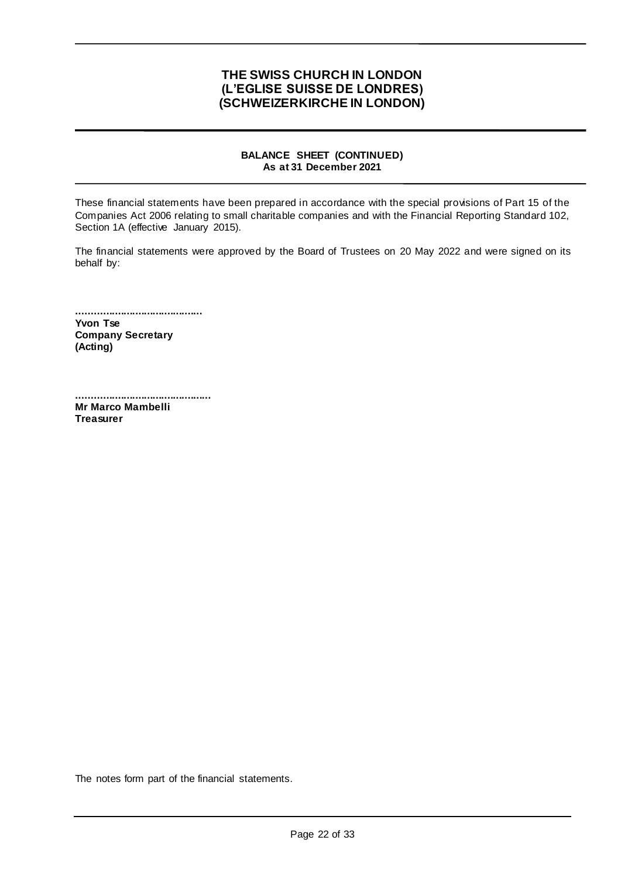# THE SWISS CHURCH IN LONDON (L'EGLISE SUISSE DE LONDRES) (SCHWEIZERKIRCHE IN LONDON)

## BALANCE SHEET (CONTINUED)
### As at 31 December 2021

These financial statements have been prepared in accordance with the special provisions of Part 15 of the Companies Act 2006 relating to small charitable companies and with the Financial Reporting Standard 102, Section 1A (effective January 2015).

The financial statements were approved by the Board of Trustees on 20 May 2022 and were signed on its behalf by:

……………………………………
**Yvon Tse**
**Company Secretary**
**(Acting)**

………………………………………
**Mr Marco Mambelli**
**Treasurer**

The notes form part of the financial statements.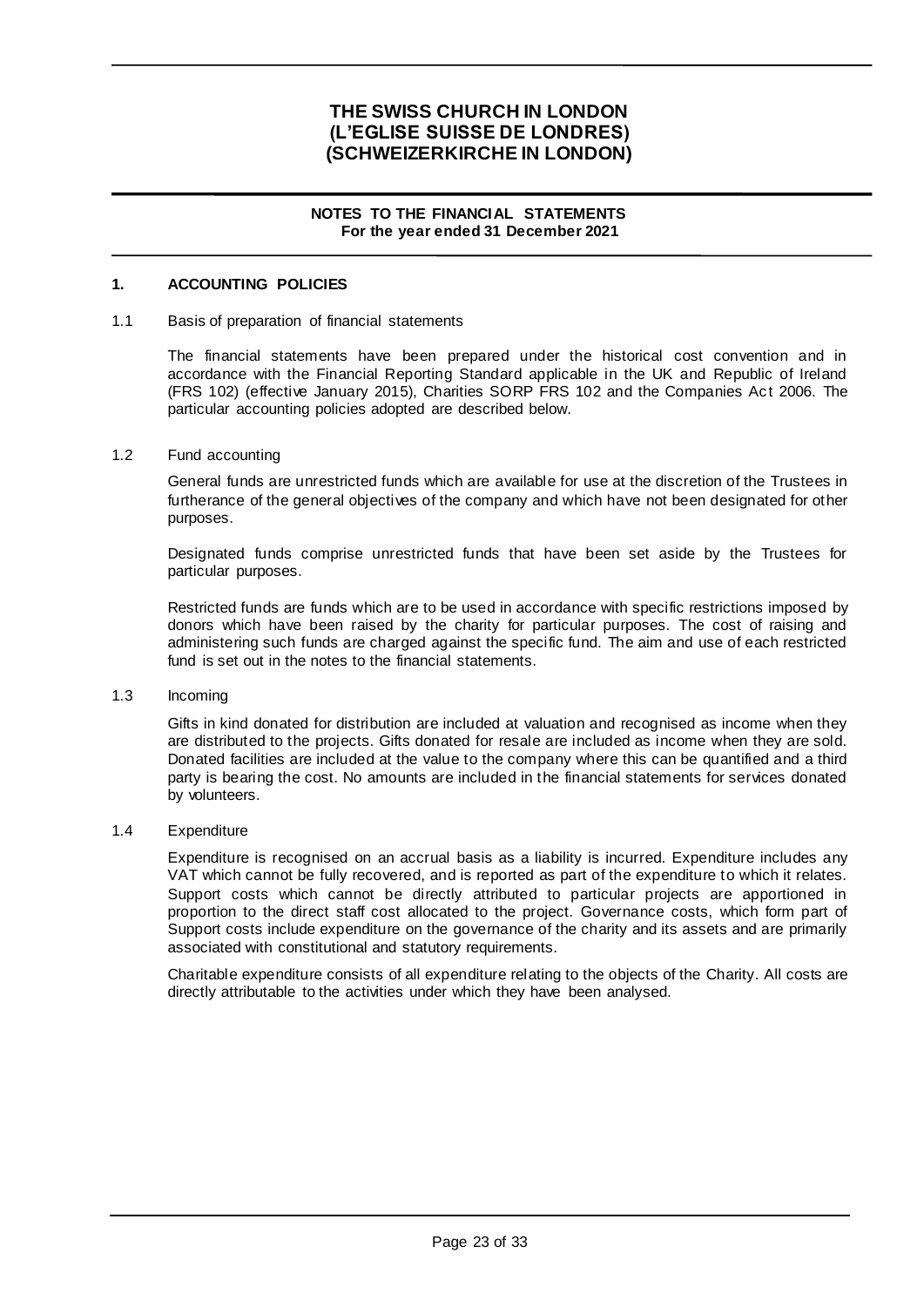# THE SWISS CHURCH IN LONDON
# (L'EGLISE SUISSE DE LONDRES)
# (SCHWEIZERKIRCHE IN LONDON)

**NOTES TO THE FINANCIAL STATEMENTS**
**For the year ended 31 December 2021**

## 1. ACCOUNTING POLICIES

### 1.1 Basis of preparation of financial statements

The financial statements have been prepared under the historical cost convention and in accordance with the Financial Reporting Standard applicable in the UK and Republic of Ireland (FRS 102) (effective January 2015), Charities SORP FRS 102 and the Companies Act 2006. The particular accounting policies adopted are described below.

### 1.2 Fund accounting

General funds are unrestricted funds which are available for use at the discretion of the Trustees in furtherance of the general objectives of the company and which have not been designated for other purposes.

Designated funds comprise unrestricted funds that have been set aside by the Trustees for particular purposes.

Restricted funds are funds which are to be used in accordance with specific restrictions imposed by donors which have been raised by the charity for particular purposes. The cost of raising and administering such funds are charged against the specific fund. The aim and use of each restricted fund is set out in the notes to the financial statements.

### 1.3 Incoming

Gifts in kind donated for distribution are included at valuation and recognised as income when they are distributed to the projects. Gifts donated for resale are included as income when they are sold. Donated facilities are included at the value to the company where this can be quantified and a third party is bearing the cost. No amounts are included in the financial statements for services donated by volunteers.

### 1.4 Expenditure

Expenditure is recognised on an accrual basis as a liability is incurred. Expenditure includes any VAT which cannot be fully recovered, and is reported as part of the expenditure to which it relates. Support costs which cannot be directly attributed to particular projects are apportioned in proportion to the direct staff cost allocated to the project. Governance costs, which form part of Support costs include expenditure on the governance of the charity and its assets and are primarily associated with constitutional and statutory requirements.

Charitable expenditure consists of all expenditure relating to the objects of the Charity. All costs are directly attributable to the activities under which they have been analysed.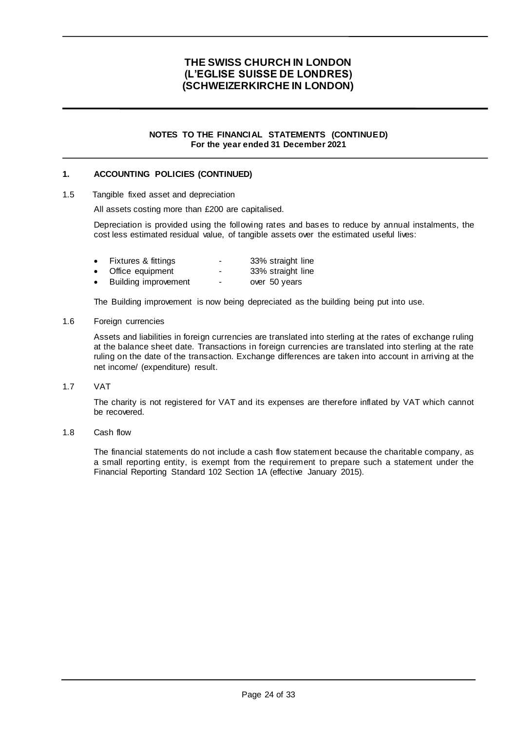# THE SWISS CHURCH IN LONDON
# (L'EGLISE SUISSE DE LONDRES)
# (SCHWEIZERKIRCHE IN LONDON)

**NOTES TO THE FINANCIAL STATEMENTS (CONTINUED)**
**For the year ended 31 December 2021**

## 1. ACCOUNTING POLICIES (CONTINUED)

### 1.5 Tangible fixed asset and depreciation

All assets costing more than £200 are capitalised.

Depreciation is provided using the following rates and bases to reduce by annual instalments, the cost less estimated residual value, of tangible assets over the estimated useful lives:

- Fixtures & fittings - 33% straight line
- Office equipment - 33% straight line
- Building improvement - over 50 years

The Building improvement is now being depreciated as the building being put into use.

### 1.6 Foreign currencies

Assets and liabilities in foreign currencies are translated into sterling at the rates of exchange ruling at the balance sheet date. Transactions in foreign currencies are translated into sterling at the rate ruling on the date of the transaction. Exchange differences are taken into account in arriving at the net income/ (expenditure) result.

### 1.7 VAT

The charity is not registered for VAT and its expenses are therefore inflated by VAT which cannot be recovered.

### 1.8 Cash flow

The financial statements do not include a cash flow statement because the charitable company, as a small reporting entity, is exempt from the requirement to prepare such a statement under the Financial Reporting Standard 102 Section 1A (effective January 2015).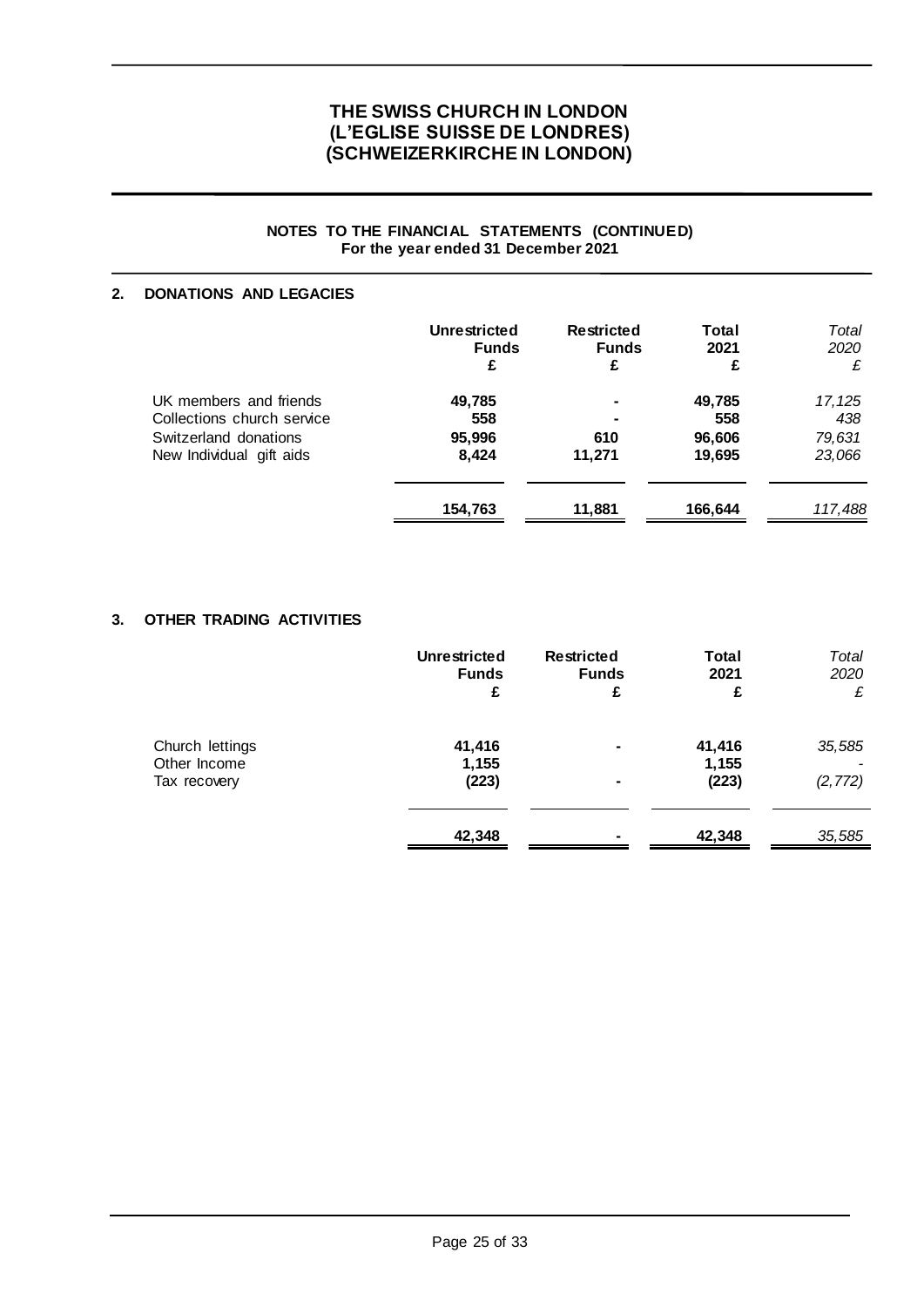# THE SWISS CHURCH IN LONDON
# (L'EGLISE SUISSE DE LONDRES)
# (SCHWEIZERKIRCHE IN LONDON)

**NOTES TO THE FINANCIAL STATEMENTS (CONTINUED)**
**For the year ended 31 December 2021**

## 2. DONATIONS AND LEGACIES

| | Unrestricted Funds £ | Restricted Funds £ | Total 2021 £ | *Total 2020 £* |
|---|---|---|---|---|
| UK members and friends | **49,785** | **-** | **49,785** | *17,125* |
| Collections church service | **558** | **-** | **558** | *438* |
| Switzerland donations | **95,996** | **610** | **96,606** | *79,631* |
| New Individual gift aids | **8,424** | **11,271** | **19,695** | *23,066* |
| | **154,763** | **11,881** | **166,644** | *117,488* |

## 3. OTHER TRADING ACTIVITIES

| | Unrestricted Funds £ | Restricted Funds £ | Total 2021 £ | *Total 2020 £* |
|---|---|---|---|---|
| Church lettings | **41,416** | **-** | **41,416** | *35,585* |
| Other Income | **1,155** | | **1,155** | *-* |
| Tax recovery | **(223)** | **-** | **(223)** | *(2,772)* |
| | **42,348** | **-** | **42,348** | *35,585* |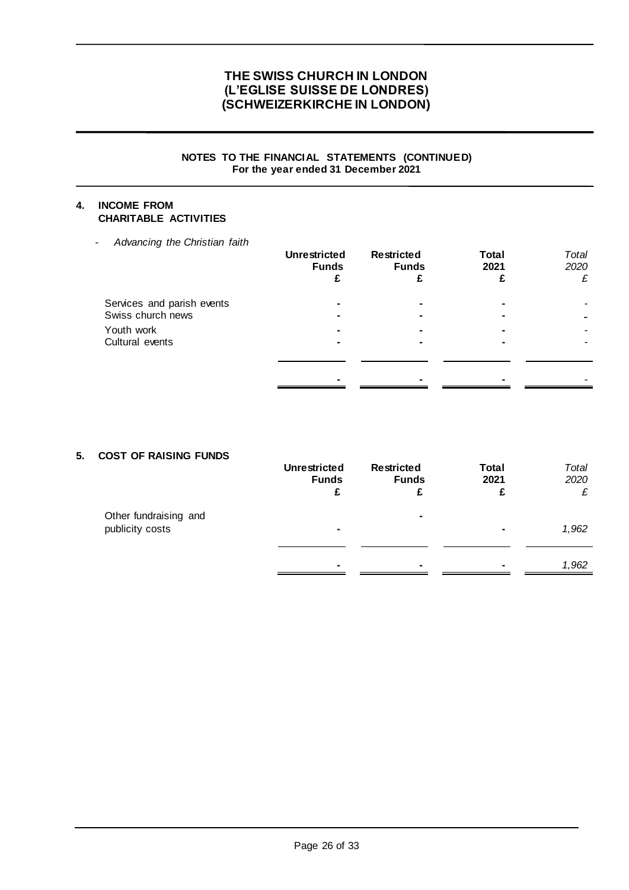# THE SWISS CHURCH IN LONDON
# (L'EGLISE SUISSE DE LONDRES)
# (SCHWEIZERKIRCHE IN LONDON)

**NOTES TO THE FINANCIAL STATEMENTS (CONTINUED)**
**For the year ended 31 December 2021**

## 4. INCOME FROM CHARITABLE ACTIVITIES

- *Advancing the Christian faith*

| | Unrestricted Funds £ | Restricted Funds £ | Total 2021 £ | *Total 2020 £* |
|---|---|---|---|---|
| Services and parish events | - | - | - | - |
| Swiss church news | - | - | - | - |
| Youth work | - | - | - | - |
| Cultural events | - | - | - | - |
| | - | - | - | - |

## 5. COST OF RAISING FUNDS

| | Unrestricted Funds £ | Restricted Funds £ | Total 2021 £ | *Total 2020 £* |
|---|---|---|---|---|
| Other fundraising and publicity costs | - | - | - | *1,962* |
| | - | - | - | *1,962* |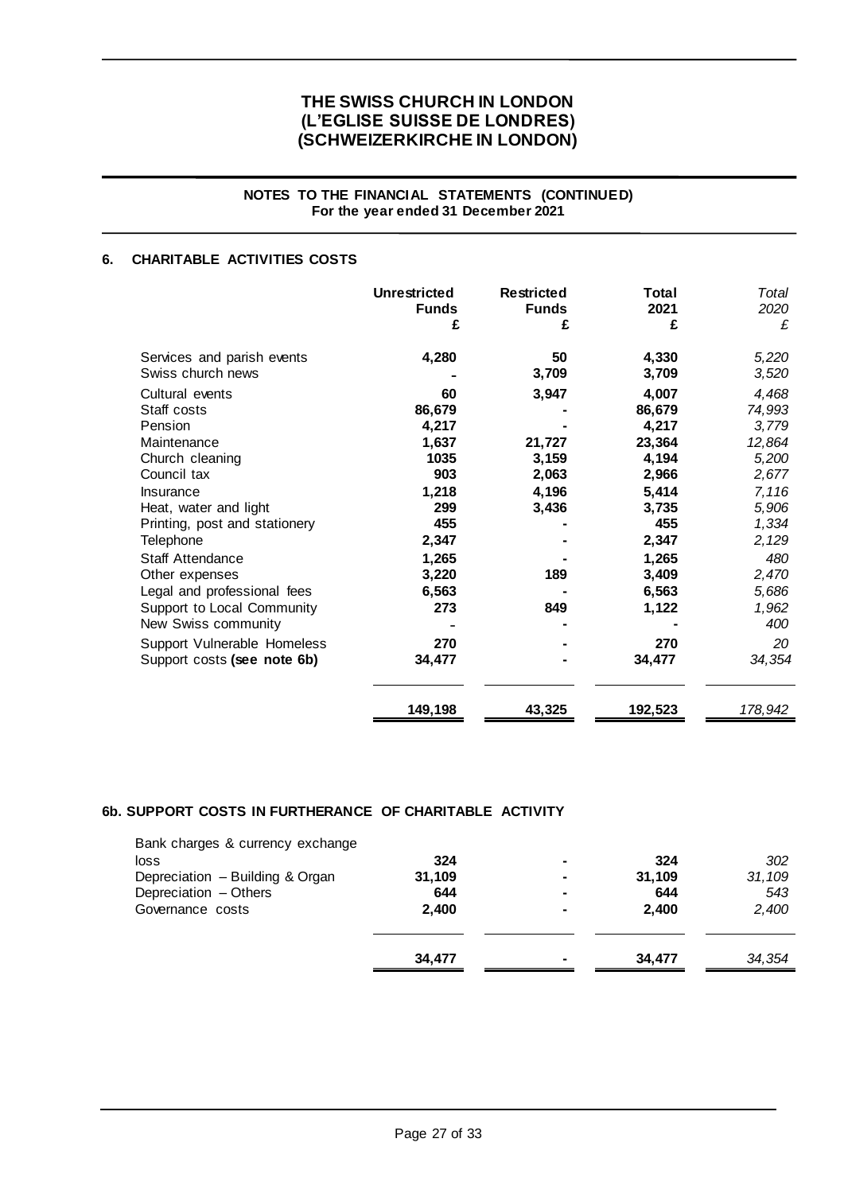# THE SWISS CHURCH IN LONDON
# (L'EGLISE SUISSE DE LONDRES)
# (SCHWEIZERKIRCHE IN LONDON)

**NOTES TO THE FINANCIAL STATEMENTS (CONTINUED)**
**For the year ended 31 December 2021**

## 6. CHARITABLE ACTIVITIES COSTS

| | Unrestricted Funds £ | Restricted Funds £ | Total 2021 £ | *Total 2020 £* |
|---|---|---|---|---|
| Services and parish events | **4,280** | **50** | **4,330** | *5,220* |
| Swiss church news | **-** | **3,709** | **3,709** | *3,520* |
| Cultural events | **60** | **3,947** | **4,007** | *4,468* |
| Staff costs | **86,679** | **-** | **86,679** | *74,993* |
| Pension | **4,217** | **-** | **4,217** | *3,779* |
| Maintenance | **1,637** | **21,727** | **23,364** | *12,864* |
| Church cleaning | **1035** | **3,159** | **4,194** | *5,200* |
| Council tax | **903** | **2,063** | **2,966** | *2,677* |
| Insurance | **1,218** | **4,196** | **5,414** | *7,116* |
| Heat, water and light | **299** | **3,436** | **3,735** | *5,906* |
| Printing, post and stationery | **455** | **-** | **455** | *1,334* |
| Telephone | **2,347** | **-** | **2,347** | *2,129* |
| Staff Attendance | **1,265** | **-** | **1,265** | *480* |
| Other expenses | **3,220** | **189** | **3,409** | *2,470* |
| Legal and professional fees | **6,563** | **-** | **6,563** | *5,686* |
| Support to Local Community | **273** | **849** | **1,122** | *1,962* |
| New Swiss community | **-** | **-** | **-** | *400* |
| Support Vulnerable Homeless | **270** | **-** | **270** | *20* |
| Support costs **(see note 6b)** | **34,477** | **-** | **34,477** | *34,354* |
| | **149,198** | **43,325** | **192,523** | *178,942* |

## 6b. SUPPORT COSTS IN FURTHERANCE OF CHARITABLE ACTIVITY

| | Unrestricted Funds £ | Restricted Funds £ | Total 2021 £ | *Total 2020 £* |
|---|---|---|---|---|
| Bank charges & currency exchange loss | **324** | **-** | **324** | *302* |
| Depreciation – Building & Organ | **31,109** | **-** | **31,109** | *31,109* |
| Depreciation – Others | **644** | **-** | **644** | *543* |
| Governance costs | **2,400** | **-** | **2,400** | *2,400* |
| | **34,477** | **-** | **34,477** | *34,354* |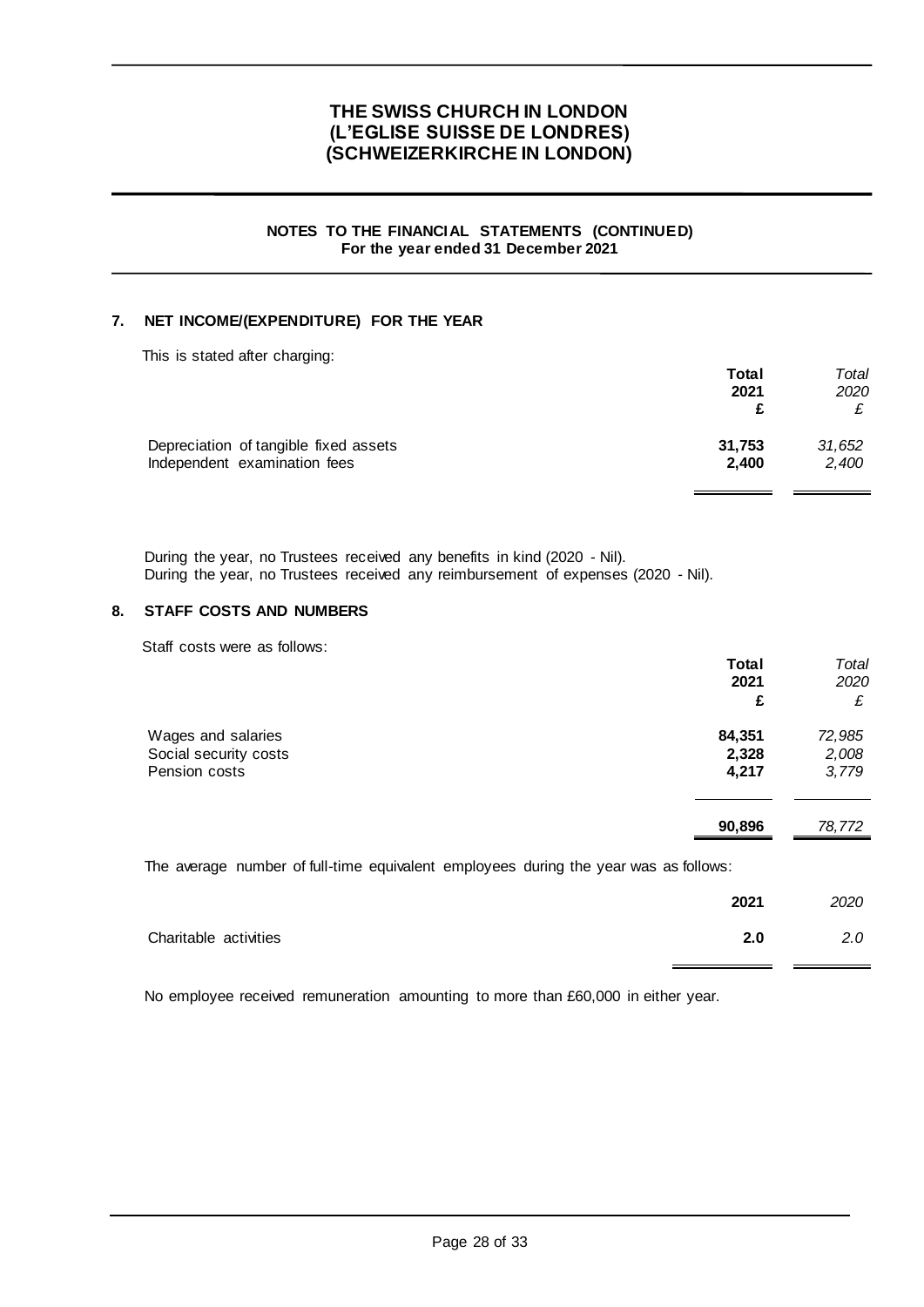# THE SWISS CHURCH IN LONDON
# (L'EGLISE SUISSE DE LONDRES)
# (SCHWEIZERKIRCHE IN LONDON)

**NOTES TO THE FINANCIAL STATEMENTS (CONTINUED)**
**For the year ended 31 December 2021**

## 7. NET INCOME/(EXPENDITURE) FOR THE YEAR

This is stated after charging:

| | **Total 2021 £** | *Total 2020 £* |
|---|---|---|
| Depreciation of tangible fixed assets | **31,753** | *31,652* |
| Independent examination fees | **2,400** | *2,400* |

During the year, no Trustees received any benefits in kind (2020 - Nil).
During the year, no Trustees received any reimbursement of expenses (2020 - Nil).

## 8. STAFF COSTS AND NUMBERS

Staff costs were as follows:

| | **Total 2021 £** | *Total 2020 £* |
|---|---|---|
| Wages and salaries | **84,351** | *72,985* |
| Social security costs | **2,328** | *2,008* |
| Pension costs | **4,217** | *3,779* |
| | **90,896** | *78,772* |

The average number of full-time equivalent employees during the year was as follows:

| | **2021** | *2020* |
|---|---|---|
| Charitable activities | **2.0** | *2.0* |

No employee received remuneration amounting to more than £60,000 in either year.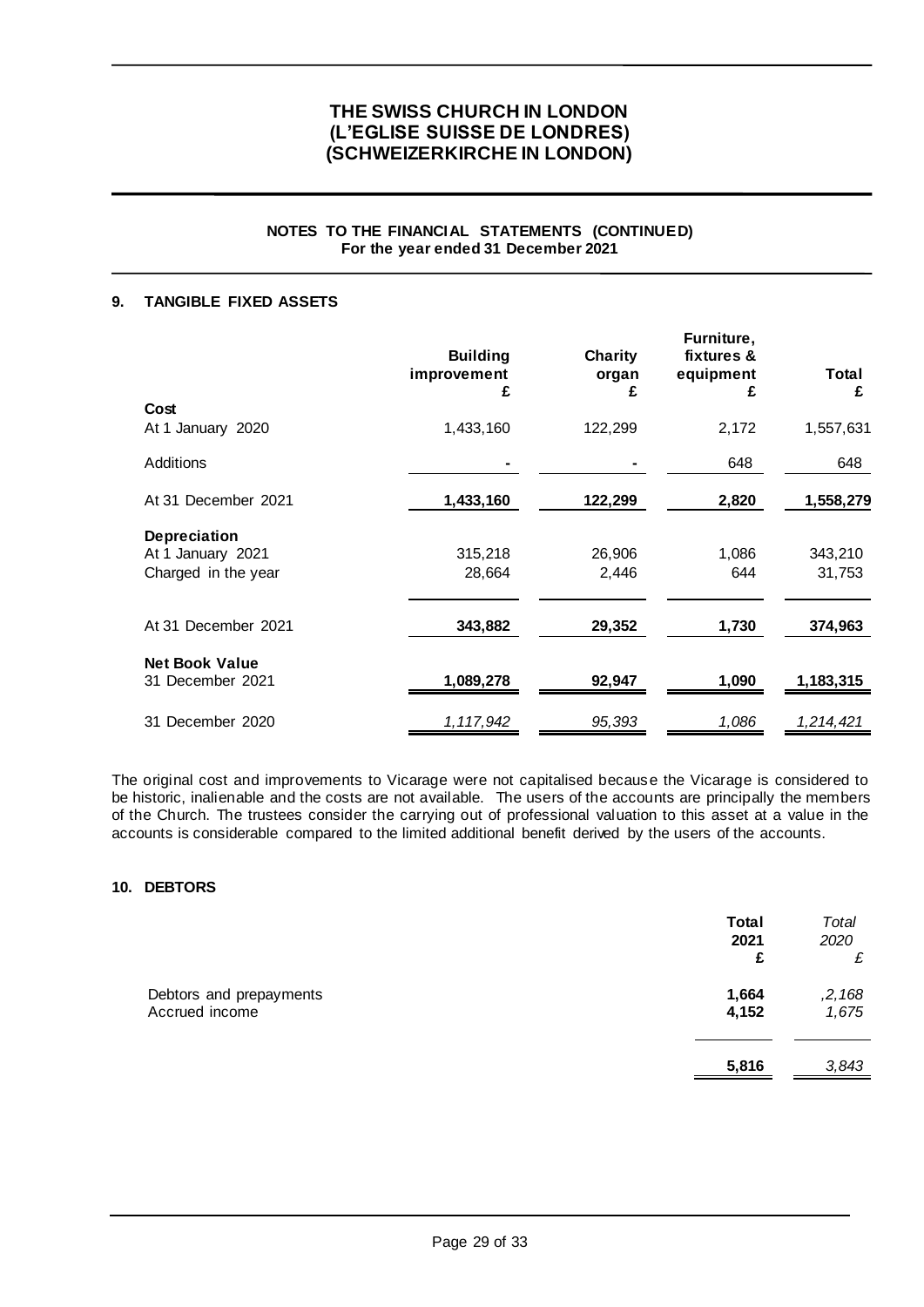# THE SWISS CHURCH IN LONDON
# (L'EGLISE SUISSE DE LONDRES)
# (SCHWEIZERKIRCHE IN LONDON)

**NOTES TO THE FINANCIAL STATEMENTS (CONTINUED)**
**For the year ended 31 December 2021**

## 9. TANGIBLE FIXED ASSETS

| | Building improvement £ | Charity organ £ | Furniture, fixtures & equipment £ | Total £ |
|---|---|---|---|---|
| **Cost** | | | | |
| At 1 January 2020 | 1,433,160 | 122,299 | 2,172 | 1,557,631 |
| Additions | - | - | 648 | 648 |
| At 31 December 2021 | **1,433,160** | **122,299** | **2,820** | **1,558,279** |
| **Depreciation** | | | | |
| At 1 January 2021 | 315,218 | 26,906 | 1,086 | 343,210 |
| Charged in the year | 28,664 | 2,446 | 644 | 31,753 |
| At 31 December 2021 | **343,882** | **29,352** | **1,730** | **374,963** |
| **Net Book Value** | | | | |
| 31 December 2021 | **1,089,278** | **92,947** | **1,090** | **1,183,315** |
| 31 December 2020 | *1,117,942* | *95,393* | *1,086* | *1,214,421* |

The original cost and improvements to Vicarage were not capitalised because the Vicarage is considered to be historic, inalienable and the costs are not available. The users of the accounts are principally the members of the Church. The trustees consider the carrying out of professional valuation to this asset at a value in the accounts is considerable compared to the limited additional benefit derived by the users of the accounts.

## 10. DEBTORS

| | Total 2021 £ | *Total 2020 £* |
|---|---|---|
| Debtors and prepayments | **1,664** | *,2,168* |
| Accrued income | **4,152** | *1,675* |
| | **5,816** | *3,843* |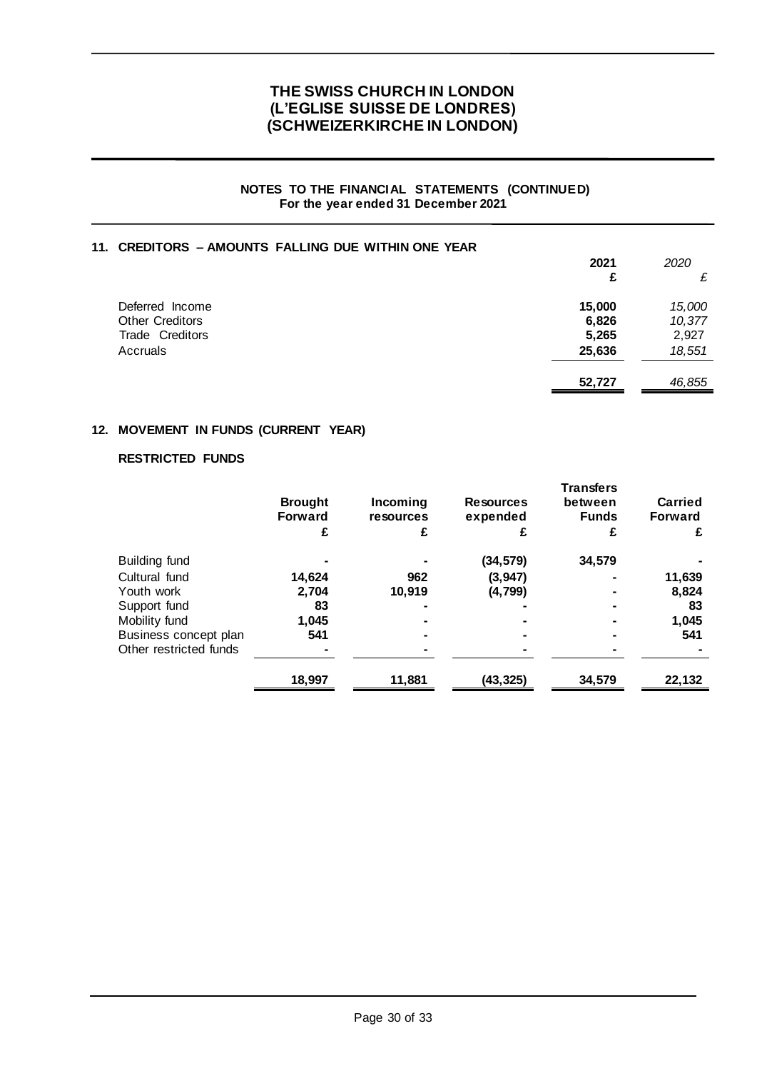# THE SWISS CHURCH IN LONDON (L'EGLISE SUISSE DE LONDRES) (SCHWEIZERKIRCHE IN LONDON)

**NOTES TO THE FINANCIAL STATEMENTS (CONTINUED)**
**For the year ended 31 December 2021**

## 11. CREDITORS – AMOUNTS FALLING DUE WITHIN ONE YEAR

| | **2021** | *2020* |
|---|---|---|
| | **£** | *£* |
| Deferred Income | **15,000** | *15,000* |
| Other Creditors | **6,826** | *10,377* |
| Trade Creditors | **5,265** | 2,927 |
| Accruals | **25,636** | *18,551* |
| | **52,727** | *46,855* |

## 12. MOVEMENT IN FUNDS (CURRENT YEAR)

**RESTRICTED FUNDS**

| | **Brought Forward** | **Incoming resources** | **Resources expended** | **Transfers between Funds** | **Carried Forward** |
|---|---|---|---|---|---|
| | **£** | **£** | **£** | **£** | **£** |
| Building fund | - | - | (34,579) | 34,579 | - |
| Cultural fund | 14,624 | 962 | (3,947) | - | 11,639 |
| Youth work | 2,704 | 10,919 | (4,799) | - | 8,824 |
| Support fund | 83 | - | - | - | 83 |
| Mobility fund | 1,045 | - | - | - | 1,045 |
| Business concept plan | 541 | - | - | - | 541 |
| Other restricted funds | - | - | - | - | - |
| | **18,997** | **11,881** | **(43,325)** | **34,579** | **22,132** |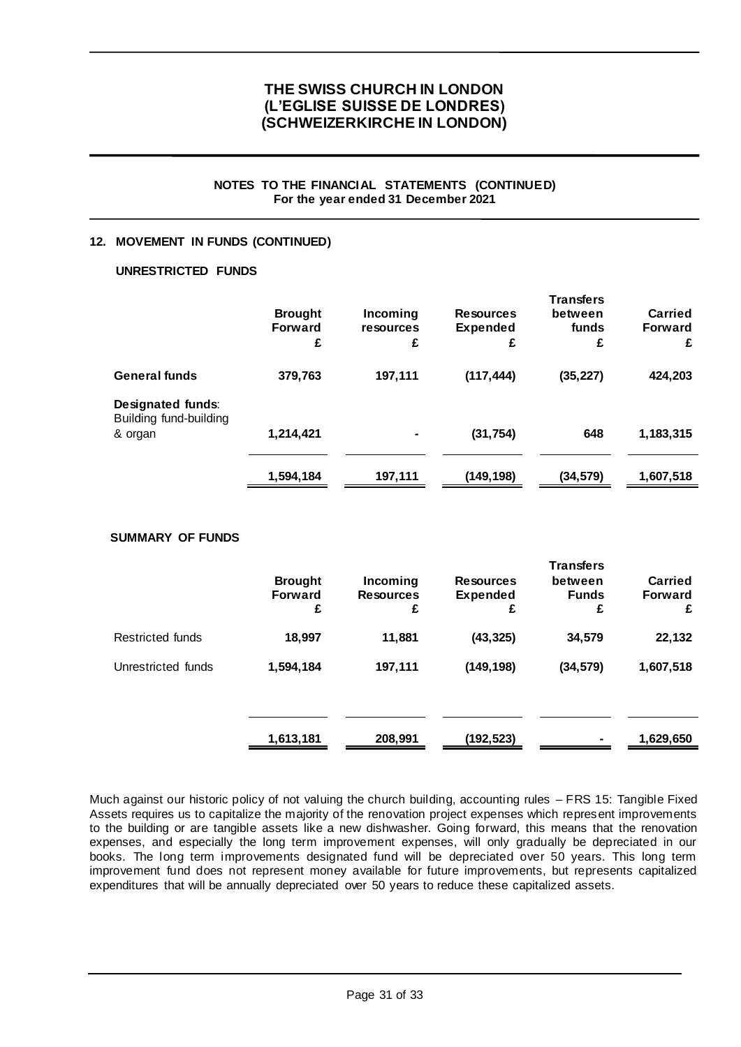# THE SWISS CHURCH IN LONDON (L'EGLISE SUISSE DE LONDRES) (SCHWEIZERKIRCHE IN LONDON)

**NOTES TO THE FINANCIAL STATEMENTS (CONTINUED)**
**For the year ended 31 December 2021**

## 12. MOVEMENT IN FUNDS (CONTINUED)

### UNRESTRICTED FUNDS

| | Brought Forward £ | Incoming resources £ | Resources Expended £ | Transfers between funds £ | Carried Forward £ |
|---|---|---|---|---|---|
| **General funds** | **379,763** | **197,111** | **(117,444)** | **(35,227)** | **424,203** |
| **Designated funds**: Building fund-building & organ | **1,214,421** | **-** | **(31,754)** | **648** | **1,183,315** |
| | **1,594,184** | **197,111** | **(149,198)** | **(34,579)** | **1,607,518** |

### SUMMARY OF FUNDS

| | Brought Forward £ | Incoming Resources £ | Resources Expended £ | Transfers between Funds £ | Carried Forward £ |
|---|---|---|---|---|---|
| Restricted funds | **18,997** | **11,881** | **(43,325)** | **34,579** | **22,132** |
| Unrestricted funds | **1,594,184** | **197,111** | **(149,198)** | **(34,579)** | **1,607,518** |
| | **1,613,181** | **208,991** | **(192,523)** | **-** | **1,629,650** |

Much against our historic policy of not valuing the church building, accounting rules – FRS 15: Tangible Fixed Assets requires us to capitalize the majority of the renovation project expenses which represent improvements to the building or are tangible assets like a new dishwasher. Going forward, this means that the renovation expenses, and especially the long term improvement expenses, will only gradually be depreciated in our books. The long term improvements designated fund will be depreciated over 50 years. This long term improvement fund does not represent money available for future improvements, but represents capitalized expenditures that will be annually depreciated over 50 years to reduce these capitalized assets.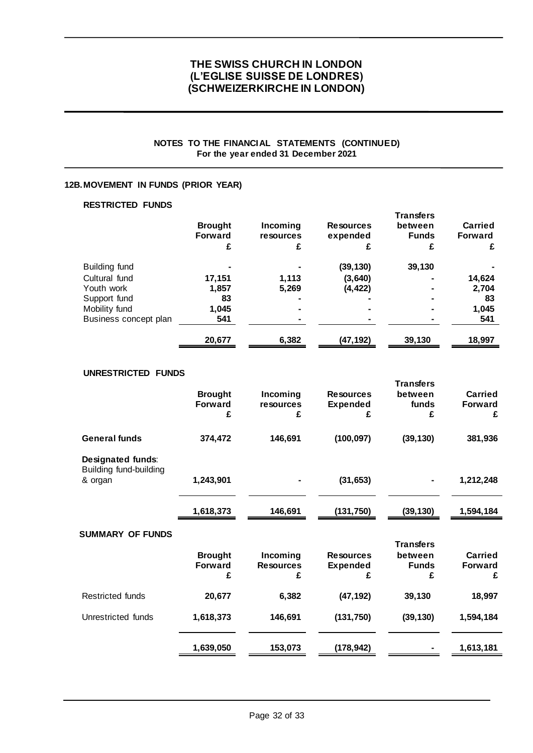**NOTES TO THE FINANCIAL STATEMENTS (CONTINUED)**
**For the year ended 31 December 2021**

## 12B. MOVEMENT IN FUNDS (PRIOR YEAR)

### RESTRICTED FUNDS

| | Brought Forward £ | Incoming resources £ | Resources expended £ | Transfers between Funds £ | Carried Forward £ |
|---|---|---|---|---|---|
| Building fund | - | - | (39,130) | 39,130 | - |
| Cultural fund | 17,151 | 1,113 | (3,640) | - | 14,624 |
| Youth work | 1,857 | 5,269 | (4,422) | - | 2,704 |
| Support fund | 83 | - | - | - | 83 |
| Mobility fund | 1,045 | - | - | - | 1,045 |
| Business concept plan | 541 | - | - | - | 541 |
| | **20,677** | **6,382** | **(47,192)** | **39,130** | **18,997** |

### UNRESTRICTED FUNDS

| | Brought Forward £ | Incoming resources £ | Resources Expended £ | Transfers between funds £ | Carried Forward £ |
|---|---|---|---|---|---|
| **General funds** | 374,472 | 146,691 | (100,097) | (39,130) | 381,936 |
| **Designated funds**: Building fund-building & organ | 1,243,901 | - | (31,653) | - | 1,212,248 |
| | **1,618,373** | **146,691** | **(131,750)** | **(39,130)** | **1,594,184** |

### SUMMARY OF FUNDS

| | Brought Forward £ | Incoming Resources £ | Resources Expended £ | Transfers between Funds £ | Carried Forward £ |
|---|---|---|---|---|---|
| Restricted funds | 20,677 | 6,382 | (47,192) | 39,130 | 18,997 |
| Unrestricted funds | 1,618,373 | 146,691 | (131,750) | (39,130) | 1,594,184 |
| | **1,639,050** | **153,073** | **(178,942)** | **-** | **1,613,181** |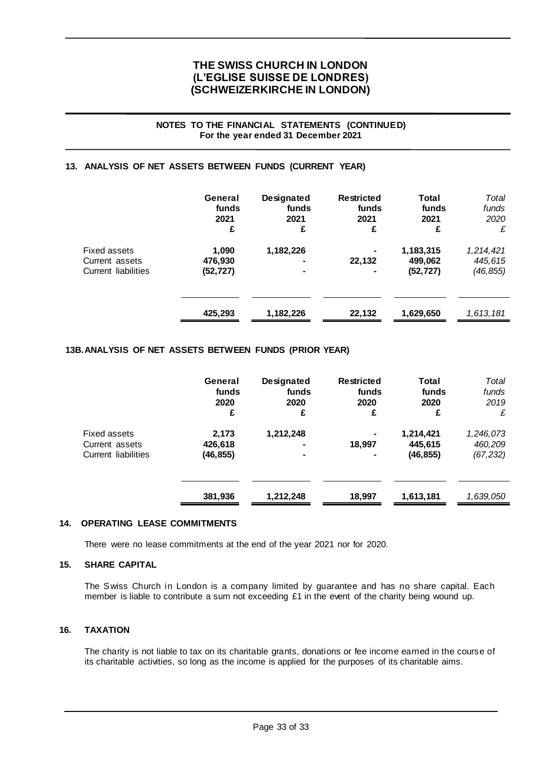# THE SWISS CHURCH IN LONDON (L'EGLISE SUISSE DE LONDRES) (SCHWEIZERKIRCHE IN LONDON)

**NOTES TO THE FINANCIAL STATEMENTS (CONTINUED)**
**For the year ended 31 December 2021**

## 13. ANALYSIS OF NET ASSETS BETWEEN FUNDS (CURRENT YEAR)

| | **General funds 2021 £** | **Designated funds 2021 £** | **Restricted funds 2021 £** | **Total funds 2021 £** | *Total funds 2020 £* |
|---|---|---|---|---|---|
| Fixed assets | **1,090** | **1,182,226** | **-** | **1,183,315** | *1,214,421* |
| Current assets | **476,930** | **-** | **22,132** | **499,062** | *445,615* |
| Current liabilities | **(52,727)** | **-** | **-** | **(52,727)** | *(46,855)* |
| | **425,293** | **1,182,226** | **22,132** | **1,629,650** | *1,613,181* |

## 13B. ANALYSIS OF NET ASSETS BETWEEN FUNDS (PRIOR YEAR)

| | **General funds 2020 £** | **Designated funds 2020 £** | **Restricted funds 2020 £** | **Total funds 2020 £** | *Total funds 2019 £* |
|---|---|---|---|---|---|
| Fixed assets | **2,173** | **1,212,248** | **-** | **1,214,421** | *1,246,073* |
| Current assets | **426,618** | **-** | **18,997** | **445,615** | *460,209* |
| Current liabilities | **(46,855)** | **-** | **-** | **(46,855)** | *(67,232)* |
| | **381,936** | **1,212,248** | **18,997** | **1,613,181** | *1,639,050* |

## 14. OPERATING LEASE COMMITMENTS

There were no lease commitments at the end of the year 2021 nor for 2020.

## 15. SHARE CAPITAL

The Swiss Church in London is a company limited by guarantee and has no share capital. Each member is liable to contribute a sum not exceeding £1 in the event of the charity being wound up.

## 16. TAXATION

The charity is not liable to tax on its charitable grants, donations or fee income earned in the course of its charitable activities, so long as the income is applied for the purposes of its charitable aims.